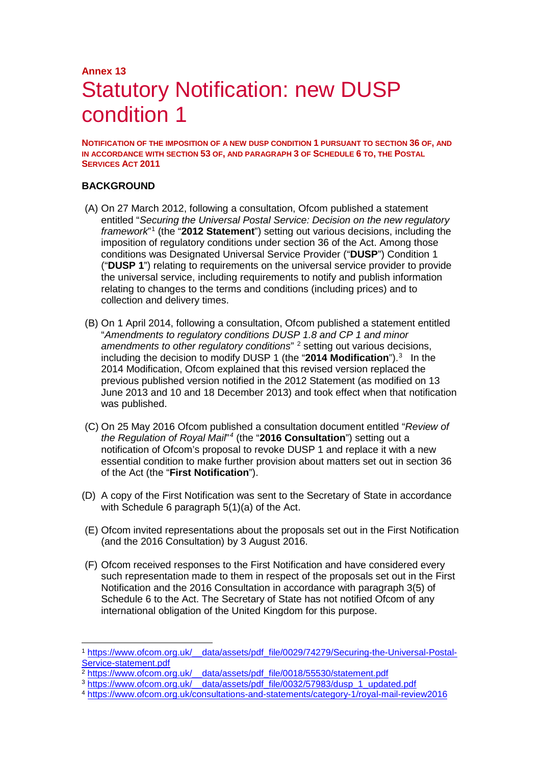**Annex 13**

# Statutory Notification: new DUSP condition 1

**NOTIFICATION OF THE IMPOSITION OF A NEW DUSP CONDITION 1 PURSUANT TO SECTION 36 OF, AND IN ACCORDANCE WITH SECTION 53 OF, AND PARAGRAPH 3 OF SCHEDULE 6 TO, THE POSTAL SERVICES ACT 2011**

## BACKGROUND

(A) On 27 March 2012, following a consultation, Ofcom published a statement entitled "*Securing the Universal Postal Service: Decision on the new regulatory framework*"[1] (the "**2012 Statement**") setting out various decisions, including the imposition of regulatory conditions under section 36 of the Act. Among those conditions was Designated Universal Service Provider ("**DUSP**") Condition 1 ("**DUSP 1**") relating to requirements on the universal service provider to provide the universal service, including requirements to notify and publish information relating to changes to the terms and conditions (including prices) and to collection and delivery times.

(B) On 1 April 2014, following a consultation, Ofcom published a statement entitled "*Amendments to regulatory conditions DUSP 1.8 and CP 1 and minor amendments to other regulatory conditions*" [2] setting out various decisions, including the decision to modify DUSP 1 (the "**2014 Modification**").[3] In the 2014 Modification, Ofcom explained that this revised version replaced the previous published version notified in the 2012 Statement (as modified on 13 June 2013 and 10 and 18 December 2013) and took effect when that notification was published.

(C) On 25 May 2016 Ofcom published a consultation document entitled "*Review of the Regulation of Royal Mail*"[4] (the "**2016 Consultation**") setting out a notification of Ofcom's proposal to revoke DUSP 1 and replace it with a new essential condition to make further provision about matters set out in section 36 of the Act (the "**First Notification**").

(D) A copy of the First Notification was sent to the Secretary of State in accordance with Schedule 6 paragraph 5(1)(a) of the Act.

(E) Ofcom invited representations about the proposals set out in the First Notification (and the 2016 Consultation) by 3 August 2016.

(F) Ofcom received responses to the First Notification and have considered every such representation made to them in respect of the proposals set out in the First Notification and the 2016 Consultation in accordance with paragraph 3(5) of Schedule 6 to the Act. The Secretary of State has not notified Ofcom of any international obligation of the United Kingdom for this purpose.

---

[1] https://www.ofcom.org.uk/__data/assets/pdf_file/0029/74279/Securing-the-Universal-Postal-Service-statement.pdf

[2] https://www.ofcom.org.uk/__data/assets/pdf_file/0018/55530/statement.pdf

[3] https://www.ofcom.org.uk/__data/assets/pdf_file/0032/57983/dusp_1_updated.pdf

[4] https://www.ofcom.org.uk/consultations-and-statements/category-1/royal-mail-review2016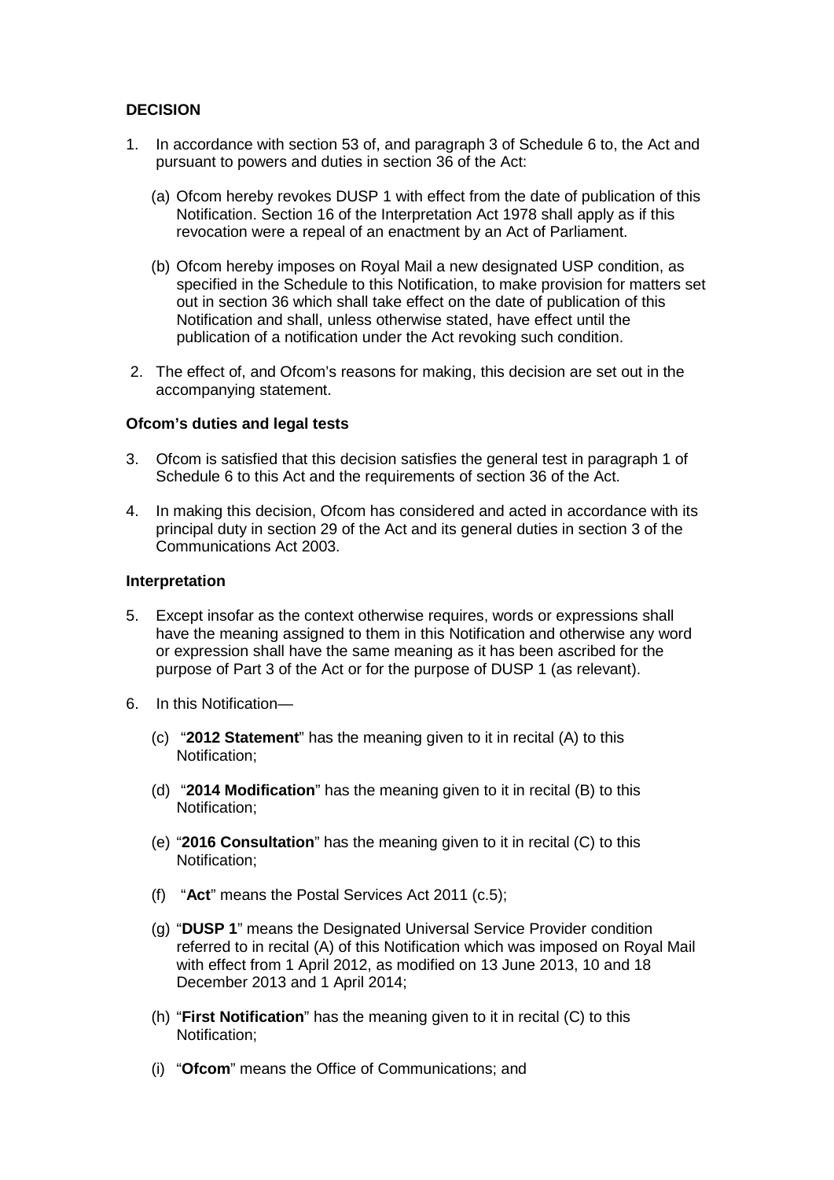**DECISION**

1. In accordance with section 53 of, and paragraph 3 of Schedule 6 to, the Act and pursuant to powers and duties in section 36 of the Act:

   (a) Ofcom hereby revokes DUSP 1 with effect from the date of publication of this Notification. Section 16 of the Interpretation Act 1978 shall apply as if this revocation were a repeal of an enactment by an Act of Parliament.

   (b) Ofcom hereby imposes on Royal Mail a new designated USP condition, as specified in the Schedule to this Notification, to make provision for matters set out in section 36 which shall take effect on the date of publication of this Notification and shall, unless otherwise stated, have effect until the publication of a notification under the Act revoking such condition.

2. The effect of, and Ofcom's reasons for making, this decision are set out in the accompanying statement.

**Ofcom's duties and legal tests**

3. Ofcom is satisfied that this decision satisfies the general test in paragraph 1 of Schedule 6 to this Act and the requirements of section 36 of the Act.

4. In making this decision, Ofcom has considered and acted in accordance with its principal duty in section 29 of the Act and its general duties in section 3 of the Communications Act 2003.

**Interpretation**

5. Except insofar as the context otherwise requires, words or expressions shall have the meaning assigned to them in this Notification and otherwise any word or expression shall have the same meaning as it has been ascribed for the purpose of Part 3 of the Act or for the purpose of DUSP 1 (as relevant).

6. In this Notification—

   (c) "**2012 Statement**" has the meaning given to it in recital (A) to this Notification;

   (d) "**2014 Modification**" has the meaning given to it in recital (B) to this Notification;

   (e) "**2016 Consultation**" has the meaning given to it in recital (C) to this Notification;

   (f) "**Act**" means the Postal Services Act 2011 (c.5);

   (g) "**DUSP 1**" means the Designated Universal Service Provider condition referred to in recital (A) of this Notification which was imposed on Royal Mail with effect from 1 April 2012, as modified on 13 June 2013, 10 and 18 December 2013 and 1 April 2014;

   (h) "**First Notification**" has the meaning given to it in recital (C) to this Notification;

   (i) "**Ofcom**" means the Office of Communications; and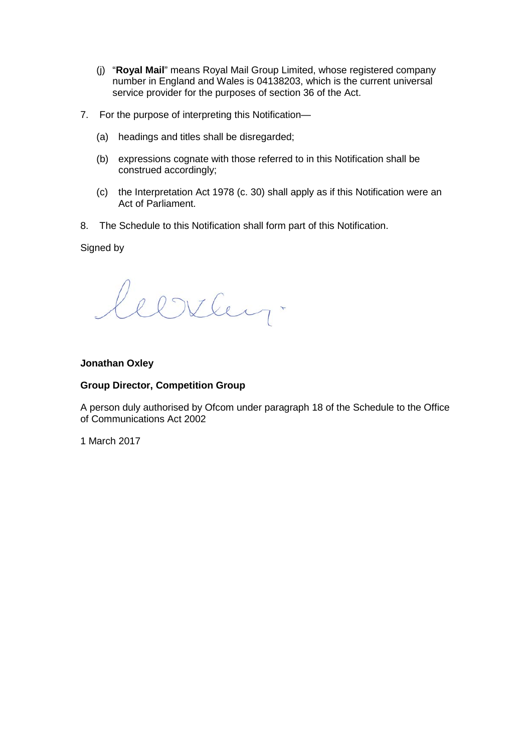(j) "**Royal Mail**" means Royal Mail Group Limited, whose registered company number in England and Wales is 04138203, which is the current universal service provider for the purposes of section 36 of the Act.

7. For the purpose of interpreting this Notification—

   (a) headings and titles shall be disregarded;

   (b) expressions cognate with those referred to in this Notification shall be construed accordingly;

   (c) the Interpretation Act 1978 (c. 30) shall apply as if this Notification were an Act of Parliament.

8. The Schedule to this Notification shall form part of this Notification.

Signed by

**Jonathan Oxley**

**Group Director, Competition Group**

A person duly authorised by Ofcom under paragraph 18 of the Schedule to the Office of Communications Act 2002

1 March 2017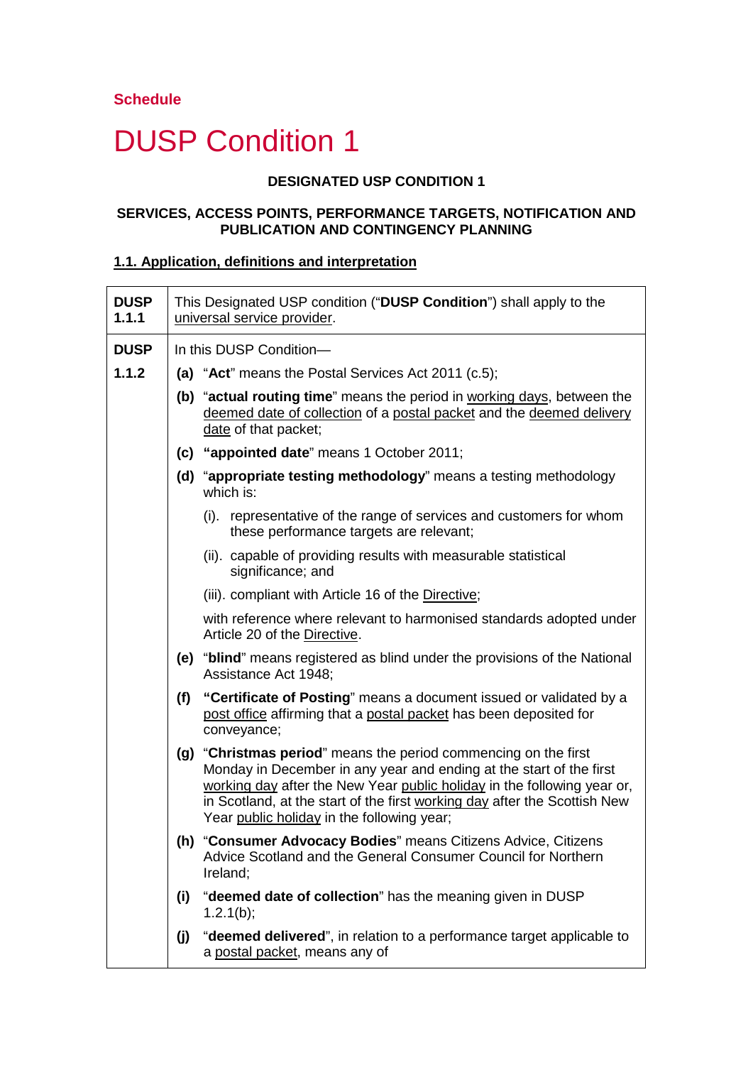**Schedule**

# DUSP Condition 1

**DESIGNATED USP CONDITION 1**

**SERVICES, ACCESS POINTS, PERFORMANCE TARGETS, NOTIFICATION AND PUBLICATION AND CONTINGENCY PLANNING**

## 1.1. Application, definitions and interpretation

| | |
|---|---|
| **DUSP 1.1.1** | This Designated USP condition ("**DUSP Condition**") shall apply to the universal service provider. |
| **DUSP 1.1.2** | In this DUSP Condition—<br>**(a)** "**Act**" means the Postal Services Act 2011 (c.5);<br>**(b)** "**actual routing time**" means the period in working days, between the deemed date of collection of a postal packet and the deemed delivery date of that packet;<br>**(c)** **"appointed date**" means 1 October 2011;<br>**(d)** "**appropriate testing methodology**" means a testing methodology which is:<br>(i). representative of the range of services and customers for whom these performance targets are relevant;<br>(ii). capable of providing results with measurable statistical significance; and<br>(iii). compliant with Article 16 of the Directive;<br>with reference where relevant to harmonised standards adopted under Article 20 of the Directive.<br>**(e)** "**blind**" means registered as blind under the provisions of the National Assistance Act 1948;<br>**(f)** **"Certificate of Posting**" means a document issued or validated by a post office affirming that a postal packet has been deposited for conveyance;<br>**(g)** "**Christmas period**" means the period commencing on the first Monday in December in any year and ending at the start of the first working day after the New Year public holiday in the following year or, in Scotland, at the start of the first working day after the Scottish New Year public holiday in the following year;<br>**(h)** "**Consumer Advocacy Bodies**" means Citizens Advice, Citizens Advice Scotland and the General Consumer Council for Northern Ireland;<br>**(i)** "**deemed date of collection**" has the meaning given in DUSP 1.2.1(b);<br>**(j)** "**deemed delivered**", in relation to a performance target applicable to a postal packet, means any of |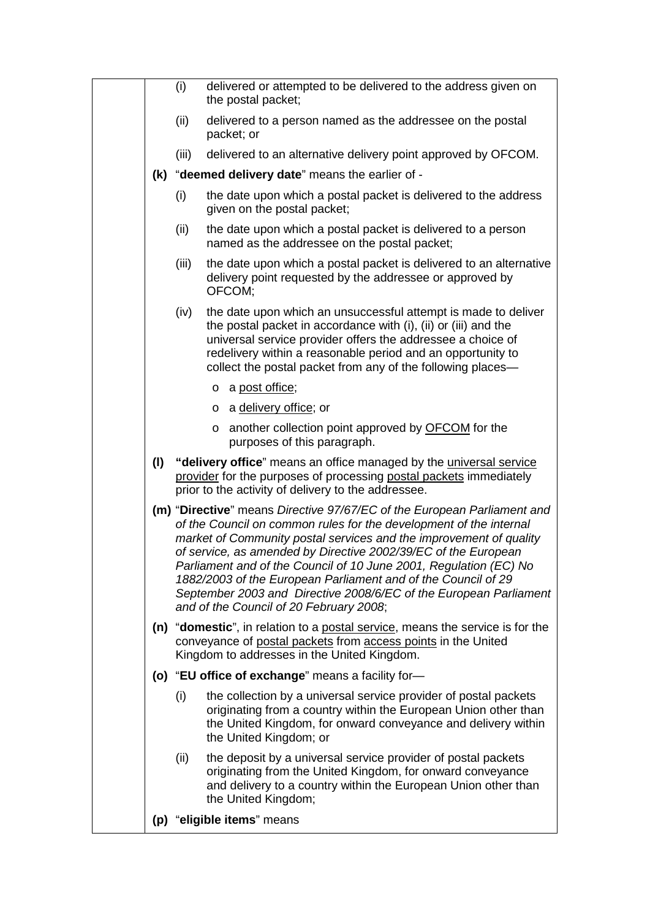- (i) delivered or attempted to be delivered to the address given on the postal packet;
- (ii) delivered to a person named as the addressee on the postal packet; or
- (iii) delivered to an alternative delivery point approved by OFCOM.

**(k)** "**deemed delivery date**" means the earlier of -

- (i) the date upon which a postal packet is delivered to the address given on the postal packet;
- (ii) the date upon which a postal packet is delivered to a person named as the addressee on the postal packet;
- (iii) the date upon which a postal packet is delivered to an alternative delivery point requested by the addressee or approved by OFCOM;
- (iv) the date upon which an unsuccessful attempt is made to deliver the postal packet in accordance with (i), (ii) or (iii) and the universal service provider offers the addressee a choice of redelivery within a reasonable period and an opportunity to collect the postal packet from any of the following places—
  - o a post office;
  - o a delivery office; or
  - o another collection point approved by OFCOM for the purposes of this paragraph.

**(l)** **"delivery office**" means an office managed by the universal service provider for the purposes of processing postal packets immediately prior to the activity of delivery to the addressee.

**(m)** "**Directive**" means *Directive 97/67/EC of the European Parliament and of the Council on common rules for the development of the internal market of Community postal services and the improvement of quality of service, as amended by Directive 2002/39/EC of the European Parliament and of the Council of 10 June 2001, Regulation (EC) No 1882/2003 of the European Parliament and of the Council of 29 September 2003 and Directive 2008/6/EC of the European Parliament and of the Council of 20 February 2008*;

**(n)** "**domestic**", in relation to a postal service, means the service is for the conveyance of postal packets from access points in the United Kingdom to addresses in the United Kingdom.

**(o)** "**EU office of exchange**" means a facility for—

- (i) the collection by a universal service provider of postal packets originating from a country within the European Union other than the United Kingdom, for onward conveyance and delivery within the United Kingdom; or
- (ii) the deposit by a universal service provider of postal packets originating from the United Kingdom, for onward conveyance and delivery to a country within the European Union other than the United Kingdom;

**(p)** "**eligible items**" means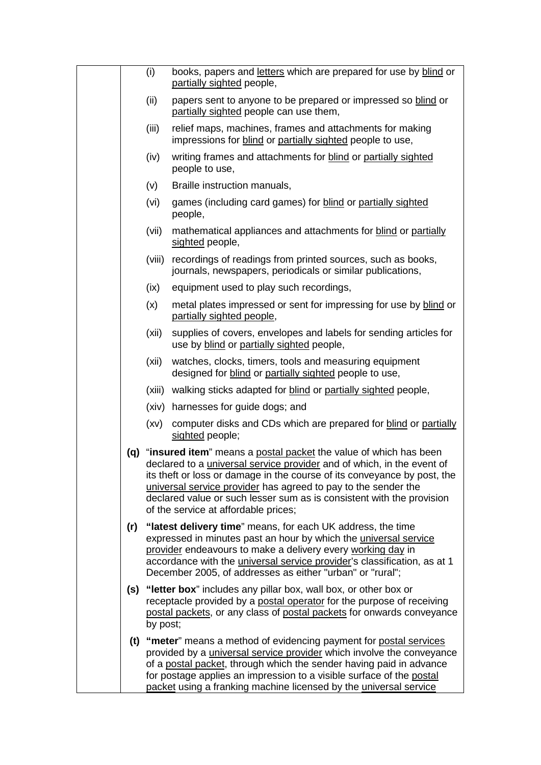(i) books, papers and letters which are prepared for use by blind or partially sighted people,

(ii) papers sent to anyone to be prepared or impressed so blind or partially sighted people can use them,

(iii) relief maps, machines, frames and attachments for making impressions for blind or partially sighted people to use,

(iv) writing frames and attachments for blind or partially sighted people to use,

(v) Braille instruction manuals,

(vi) games (including card games) for blind or partially sighted people,

(vii) mathematical appliances and attachments for blind or partially sighted people,

(viii) recordings of readings from printed sources, such as books, journals, newspapers, periodicals or similar publications,

(ix) equipment used to play such recordings,

(x) metal plates impressed or sent for impressing for use by blind or partially sighted people,

(xii) supplies of covers, envelopes and labels for sending articles for use by blind or partially sighted people,

(xii) watches, clocks, timers, tools and measuring equipment designed for blind or partially sighted people to use,

(xiii) walking sticks adapted for blind or partially sighted people,

(xiv) harnesses for guide dogs; and

(xv) computer disks and CDs which are prepared for blind or partially sighted people;

**(q)** "**insured item**" means a postal packet the value of which has been declared to a universal service provider and of which, in the event of its theft or loss or damage in the course of its conveyance by post, the universal service provider has agreed to pay to the sender the declared value or such lesser sum as is consistent with the provision of the service at affordable prices;

**(r)** "**latest delivery time**" means, for each UK address, the time expressed in minutes past an hour by which the universal service provider endeavours to make a delivery every working day in accordance with the universal service provider's classification, as at 1 December 2005, of addresses as either "urban" or "rural";

**(s)** "**letter box**" includes any pillar box, wall box, or other box or receptacle provided by a postal operator for the purpose of receiving postal packets, or any class of postal packets for onwards conveyance by post;

**(t)** "**meter**" means a method of evidencing payment for postal services provided by a universal service provider which involve the conveyance of a postal packet, through which the sender having paid in advance for postage applies an impression to a visible surface of the postal packet using a franking machine licensed by the universal service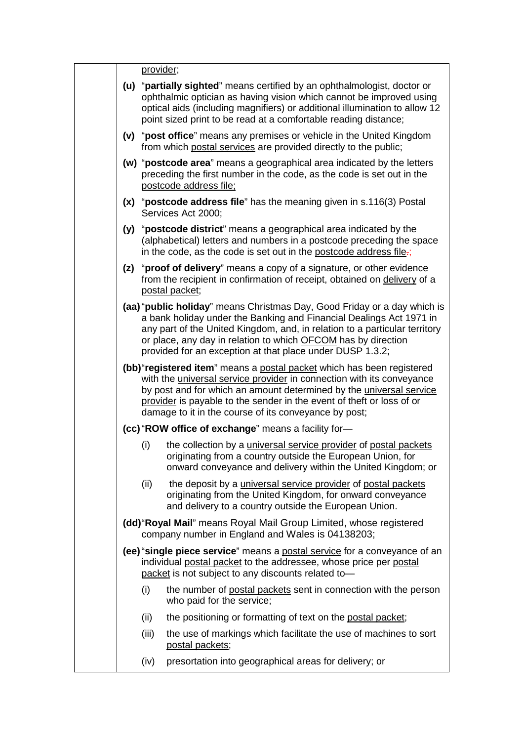provider;

**(u)** "**partially sighted**" means certified by an ophthalmologist, doctor or ophthalmic optician as having vision which cannot be improved using optical aids (including magnifiers) or additional illumination to allow 12 point sized print to be read at a comfortable reading distance;

**(v)** "**post office**" means any premises or vehicle in the United Kingdom from which postal services are provided directly to the public;

**(w)** "**postcode area**" means a geographical area indicated by the letters preceding the first number in the code, as the code is set out in the postcode address file;

**(x)** "**postcode address file**" has the meaning given in s.116(3) Postal Services Act 2000;

**(y)** "**postcode district**" means a geographical area indicated by the (alphabetical) letters and numbers in a postcode preceding the space in the code, as the code is set out in the postcode address file.;

**(z)** "**proof of delivery**" means a copy of a signature, or other evidence from the recipient in confirmation of receipt, obtained on delivery of a postal packet;

**(aa)** "**public holiday**" means Christmas Day, Good Friday or a day which is a bank holiday under the Banking and Financial Dealings Act 1971 in any part of the United Kingdom, and, in relation to a particular territory or place, any day in relation to which OFCOM has by direction provided for an exception at that place under DUSP 1.3.2;

**(bb)** "**registered item**" means a postal packet which has been registered with the universal service provider in connection with its conveyance by post and for which an amount determined by the universal service provider is payable to the sender in the event of theft or loss of or damage to it in the course of its conveyance by post;

**(cc)** "**ROW office of exchange**" means a facility for—

- (i) the collection by a universal service provider of postal packets originating from a country outside the European Union, for onward conveyance and delivery within the United Kingdom; or
- (ii) the deposit by a universal service provider of postal packets originating from the United Kingdom, for onward conveyance and delivery to a country outside the European Union.

**(dd)** "**Royal Mail**" means Royal Mail Group Limited, whose registered company number in England and Wales is 04138203;

**(ee)** "**single piece service**" means a postal service for a conveyance of an individual postal packet to the addressee, whose price per postal packet is not subject to any discounts related to—

- (i) the number of postal packets sent in connection with the person who paid for the service;
- (ii) the positioning or formatting of text on the postal packet;
- (iii) the use of markings which facilitate the use of machines to sort postal packets;
- (iv) presortation into geographical areas for delivery; or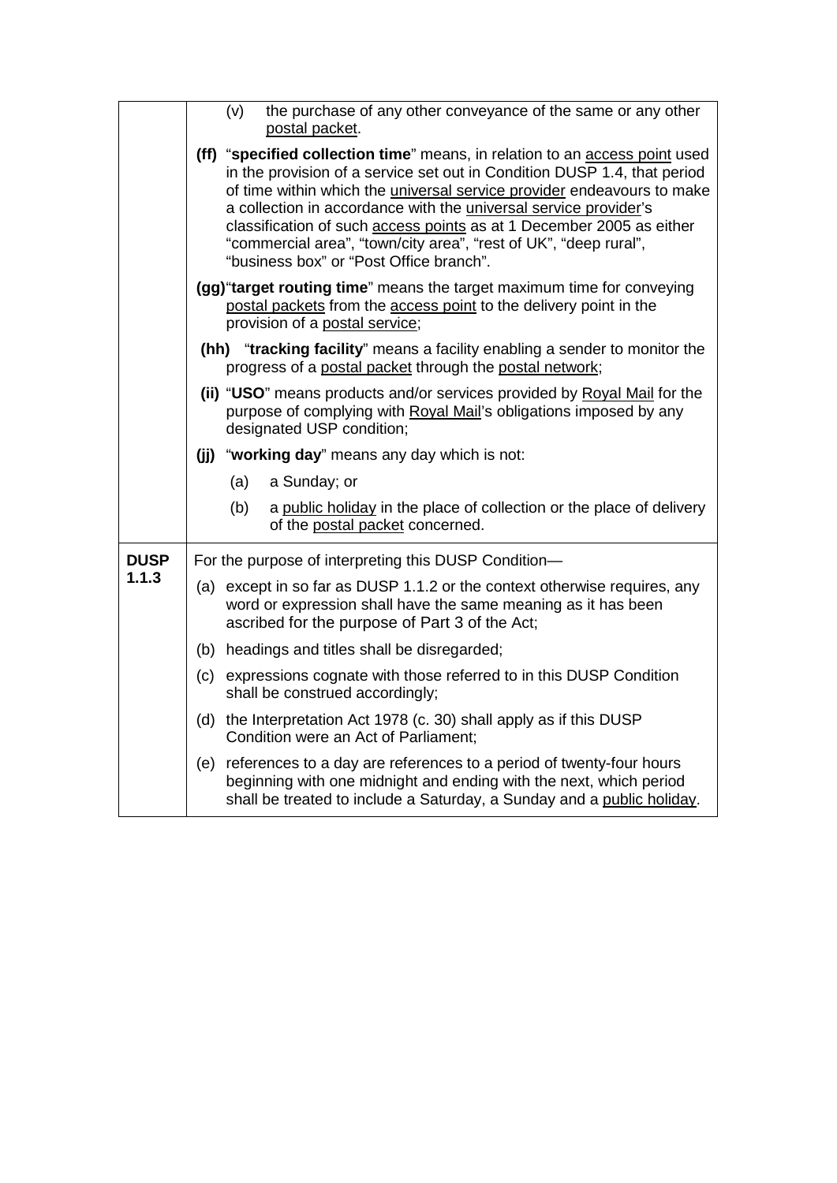| | |
|---|---|
| | (v) the purchase of any other conveyance of the same or any other postal packet. |
| | **(ff)** "**specified collection time**" means, in relation to an access point used in the provision of a service set out in Condition DUSP 1.4, that period of time within which the universal service provider endeavours to make a collection in accordance with the universal service provider's classification of such access points as at 1 December 2005 as either "commercial area", "town/city area", "rest of UK", "deep rural", "business box" or "Post Office branch". |
| | **(gg)**"**target routing time**" means the target maximum time for conveying postal packets from the access point to the delivery point in the provision of a postal service; |
| | **(hh)** "**tracking facility**" means a facility enabling a sender to monitor the progress of a postal packet through the postal network; |
| | **(ii)** "**USO**" means products and/or services provided by Royal Mail for the purpose of complying with Royal Mail's obligations imposed by any designated USP condition; |
| | **(jj)** "**working day**" means any day which is not: |
| | (a) a Sunday; or |
| | (b) a public holiday in the place of collection or the place of delivery of the postal packet concerned. |
| **DUSP 1.1.3** | For the purpose of interpreting this DUSP Condition— |
| | (a) except in so far as DUSP 1.1.2 or the context otherwise requires, any word or expression shall have the same meaning as it has been ascribed for the purpose of Part 3 of the Act; |
| | (b) headings and titles shall be disregarded; |
| | (c) expressions cognate with those referred to in this DUSP Condition shall be construed accordingly; |
| | (d) the Interpretation Act 1978 (c. 30) shall apply as if this DUSP Condition were an Act of Parliament; |
| | (e) references to a day are references to a period of twenty-four hours beginning with one midnight and ending with the next, which period shall be treated to include a Saturday, a Sunday and a public holiday. |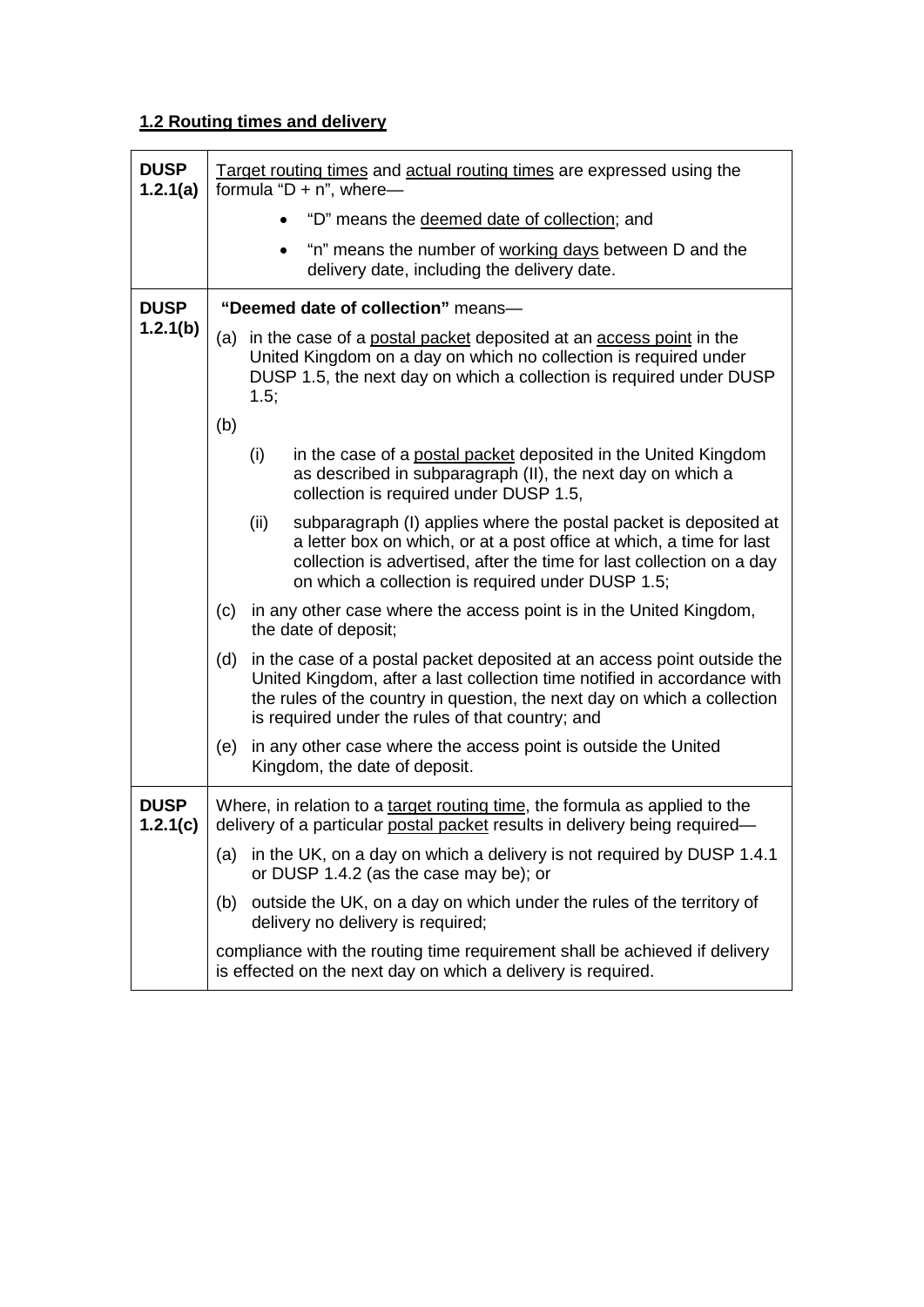## 1.2 Routing times and delivery

| | |
|---|---|
| **DUSP 1.2.1(a)** | Target routing times and actual routing times are expressed using the formula "D + n", where—<br>• "D" means the deemed date of collection; and<br>• "n" means the number of working days between D and the delivery date, including the delivery date. |
| **DUSP 1.2.1(b)** | **"Deemed date of collection"** means—<br>(a) in the case of a postal packet deposited at an access point in the United Kingdom on a day on which no collection is required under DUSP 1.5, the next day on which a collection is required under DUSP 1.5;<br>(b)<br>(i) in the case of a postal packet deposited in the United Kingdom as described in subparagraph (II), the next day on which a collection is required under DUSP 1.5,<br>(ii) subparagraph (I) applies where the postal packet is deposited at a letter box on which, or at a post office at which, a time for last collection is advertised, after the time for last collection on a day on which a collection is required under DUSP 1.5;<br>(c) in any other case where the access point is in the United Kingdom, the date of deposit;<br>(d) in the case of a postal packet deposited at an access point outside the United Kingdom, after a last collection time notified in accordance with the rules of the country in question, the next day on which a collection is required under the rules of that country; and<br>(e) in any other case where the access point is outside the United Kingdom, the date of deposit. |
| **DUSP 1.2.1(c)** | Where, in relation to a target routing time, the formula as applied to the delivery of a particular postal packet results in delivery being required—<br>(a) in the UK, on a day on which a delivery is not required by DUSP 1.4.1 or DUSP 1.4.2 (as the case may be); or<br>(b) outside the UK, on a day on which under the rules of the territory of delivery no delivery is required;<br>compliance with the routing time requirement shall be achieved if delivery is effected on the next day on which a delivery is required. |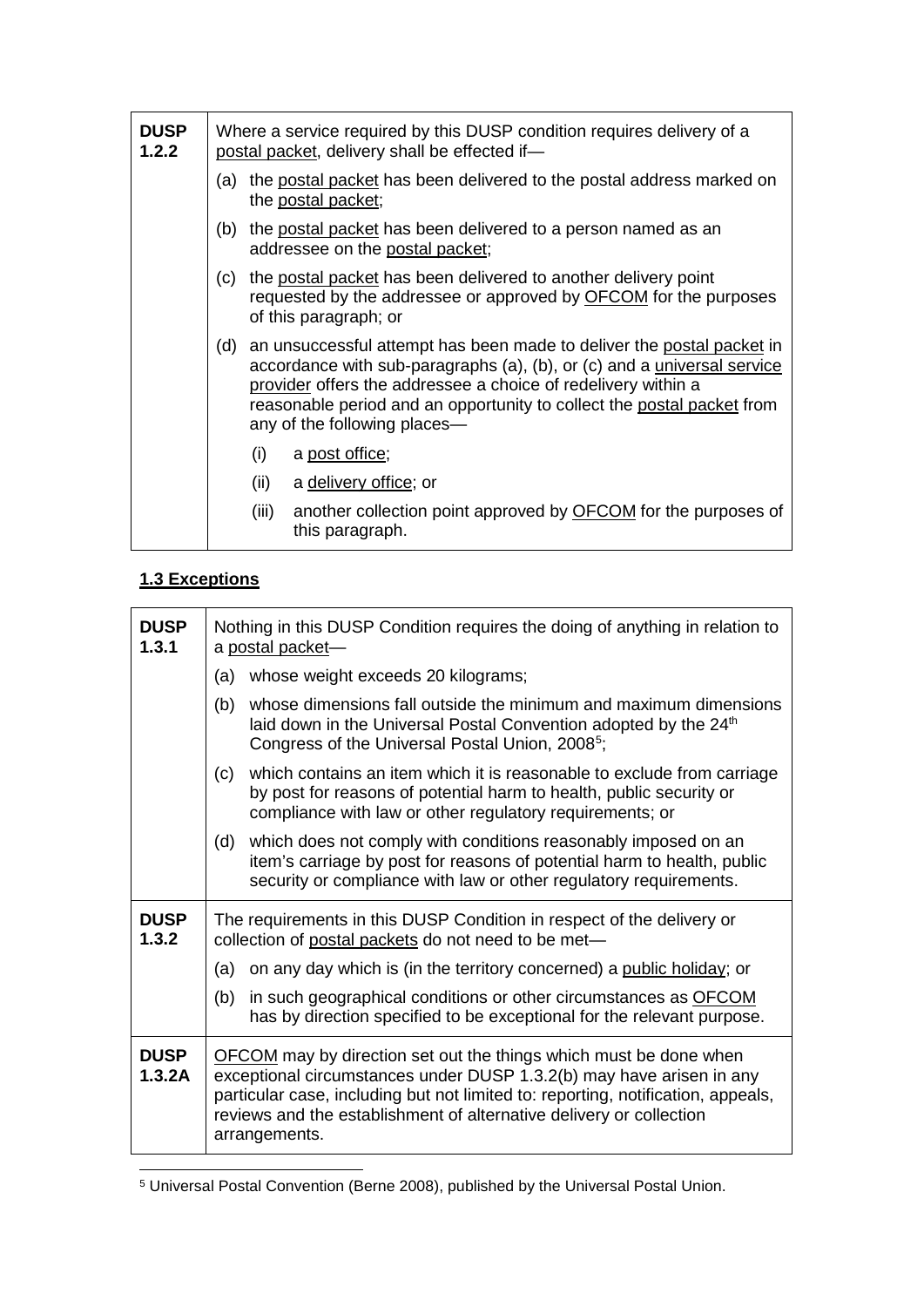| | |
|---|---|
| **DUSP 1.2.2** | Where a service required by this DUSP condition requires delivery of a postal packet, delivery shall be effected if—<br>(a) the postal packet has been delivered to the postal address marked on the postal packet;<br>(b) the postal packet has been delivered to a person named as an addressee on the postal packet;<br>(c) the postal packet has been delivered to another delivery point requested by the addressee or approved by OFCOM for the purposes of this paragraph; or<br>(d) an unsuccessful attempt has been made to deliver the postal packet in accordance with sub-paragraphs (a), (b), or (c) and a universal service provider offers the addressee a choice of redelivery within a reasonable period and an opportunity to collect the postal packet from any of the following places—<br>(i) a post office;<br>(ii) a delivery office; or<br>(iii) another collection point approved by OFCOM for the purposes of this paragraph. |

## 1.3 Exceptions

| | |
|---|---|
| **DUSP 1.3.1** | Nothing in this DUSP Condition requires the doing of anything in relation to a postal packet—<br>(a) whose weight exceeds 20 kilograms;<br>(b) whose dimensions fall outside the minimum and maximum dimensions laid down in the Universal Postal Convention adopted by the 24th Congress of the Universal Postal Union, 2008[5];<br>(c) which contains an item which it is reasonable to exclude from carriage by post for reasons of potential harm to health, public security or compliance with law or other regulatory requirements; or<br>(d) which does not comply with conditions reasonably imposed on an item's carriage by post for reasons of potential harm to health, public security or compliance with law or other regulatory requirements. |
| **DUSP 1.3.2** | The requirements in this DUSP Condition in respect of the delivery or collection of postal packets do not need to be met—<br>(a) on any day which is (in the territory concerned) a public holiday; or<br>(b) in such geographical conditions or other circumstances as OFCOM has by direction specified to be exceptional for the relevant purpose. |
| **DUSP 1.3.2A** | OFCOM may by direction set out the things which must be done when exceptional circumstances under DUSP 1.3.2(b) may have arisen in any particular case, including but not limited to: reporting, notification, appeals, reviews and the establishment of alternative delivery or collection arrangements. |

[5] Universal Postal Convention (Berne 2008), published by the Universal Postal Union.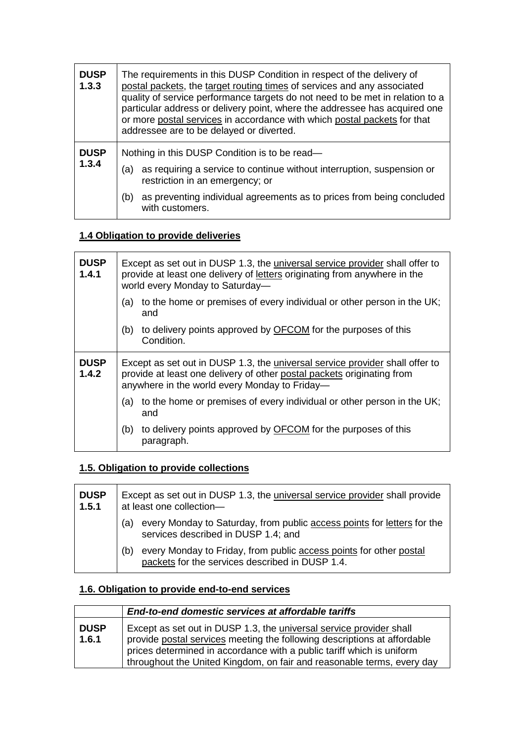| | |
|---|---|
| **DUSP 1.3.3** | The requirements in this DUSP Condition in respect of the delivery of postal packets, the target routing times of services and any associated quality of service performance targets do not need to be met in relation to a particular address or delivery point, where the addressee has acquired one or more postal services in accordance with which postal packets for that addressee are to be delayed or diverted. |
| **DUSP 1.3.4** | Nothing in this DUSP Condition is to be read—<br>(a) as requiring a service to continue without interruption, suspension or restriction in an emergency; or<br>(b) as preventing individual agreements as to prices from being concluded with customers. |

**1.4 Obligation to provide deliveries**

| | |
|---|---|
| **DUSP 1.4.1** | Except as set out in DUSP 1.3, the universal service provider shall offer to provide at least one delivery of letters originating from anywhere in the world every Monday to Saturday—<br>(a) to the home or premises of every individual or other person in the UK; and<br>(b) to delivery points approved by OFCOM for the purposes of this Condition. |
| **DUSP 1.4.2** | Except as set out in DUSP 1.3, the universal service provider shall offer to provide at least one delivery of other postal packets originating from anywhere in the world every Monday to Friday—<br>(a) to the home or premises of every individual or other person in the UK; and<br>(b) to delivery points approved by OFCOM for the purposes of this paragraph. |

**1.5. Obligation to provide collections**

| | |
|---|---|
| **DUSP 1.5.1** | Except as set out in DUSP 1.3, the universal service provider shall provide at least one collection—<br>(a) every Monday to Saturday, from public access points for letters for the services described in DUSP 1.4; and<br>(b) every Monday to Friday, from public access points for other postal packets for the services described in DUSP 1.4. |

**1.6. Obligation to provide end-to-end services**

| | ***End-to-end domestic services at affordable tariffs*** |
|---|---|
| **DUSP 1.6.1** | Except as set out in DUSP 1.3, the universal service provider shall provide postal services meeting the following descriptions at affordable prices determined in accordance with a public tariff which is uniform throughout the United Kingdom, on fair and reasonable terms, every day |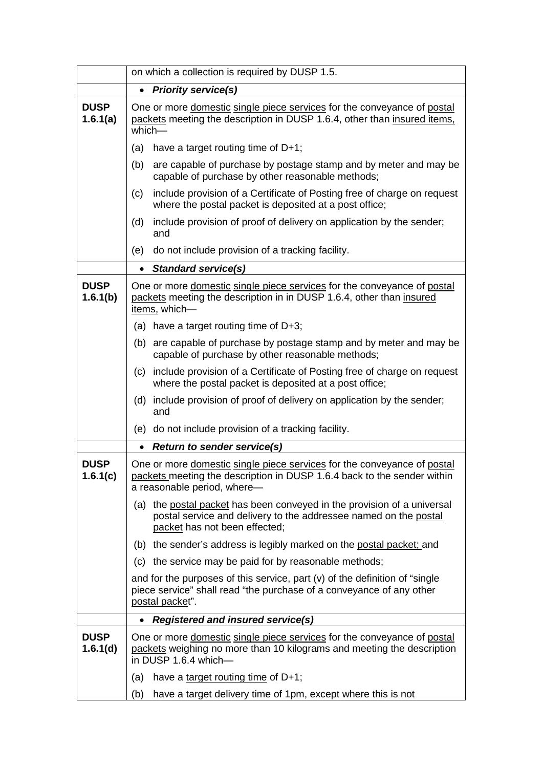| | |
|---|---|
| | on which a collection is required by DUSP 1.5. |
| | • ***Priority service(s)*** |
| **DUSP 1.6.1(a)** | One or more domestic single piece services for the conveyance of postal packets meeting the description in DUSP 1.6.4, other than insured items, which—<br>(a) have a target routing time of D+1;<br>(b) are capable of purchase by postage stamp and by meter and may be capable of purchase by other reasonable methods;<br>(c) include provision of a Certificate of Posting free of charge on request where the postal packet is deposited at a post office;<br>(d) include provision of proof of delivery on application by the sender; and<br>(e) do not include provision of a tracking facility. |
| | • ***Standard service(s)*** |
| **DUSP 1.6.1(b)** | One or more domestic single piece services for the conveyance of postal packets meeting the description in in DUSP 1.6.4, other than insured items, which—<br>(a) have a target routing time of D+3;<br>(b) are capable of purchase by postage stamp and by meter and may be capable of purchase by other reasonable methods;<br>(c) include provision of a Certificate of Posting free of charge on request where the postal packet is deposited at a post office;<br>(d) include provision of proof of delivery on application by the sender; and<br>(e) do not include provision of a tracking facility. |
| | • ***Return to sender service(s)*** |
| **DUSP 1.6.1(c)** | One or more domestic single piece services for the conveyance of postal packets meeting the description in DUSP 1.6.4 back to the sender within a reasonable period, where—<br>(a) the postal packet has been conveyed in the provision of a universal postal service and delivery to the addressee named on the postal packet has not been effected;<br>(b) the sender's address is legibly marked on the postal packet; and<br>(c) the service may be paid for by reasonable methods;<br>and for the purposes of this service, part (v) of the definition of "single piece service" shall read "the purchase of a conveyance of any other postal packet". |
| | • ***Registered and insured service(s)*** |
| **DUSP 1.6.1(d)** | One or more domestic single piece services for the conveyance of postal packets weighing no more than 10 kilograms and meeting the description in DUSP 1.6.4 which—<br>(a) have a target routing time of D+1;<br>(b) have a target delivery time of 1pm, except where this is not |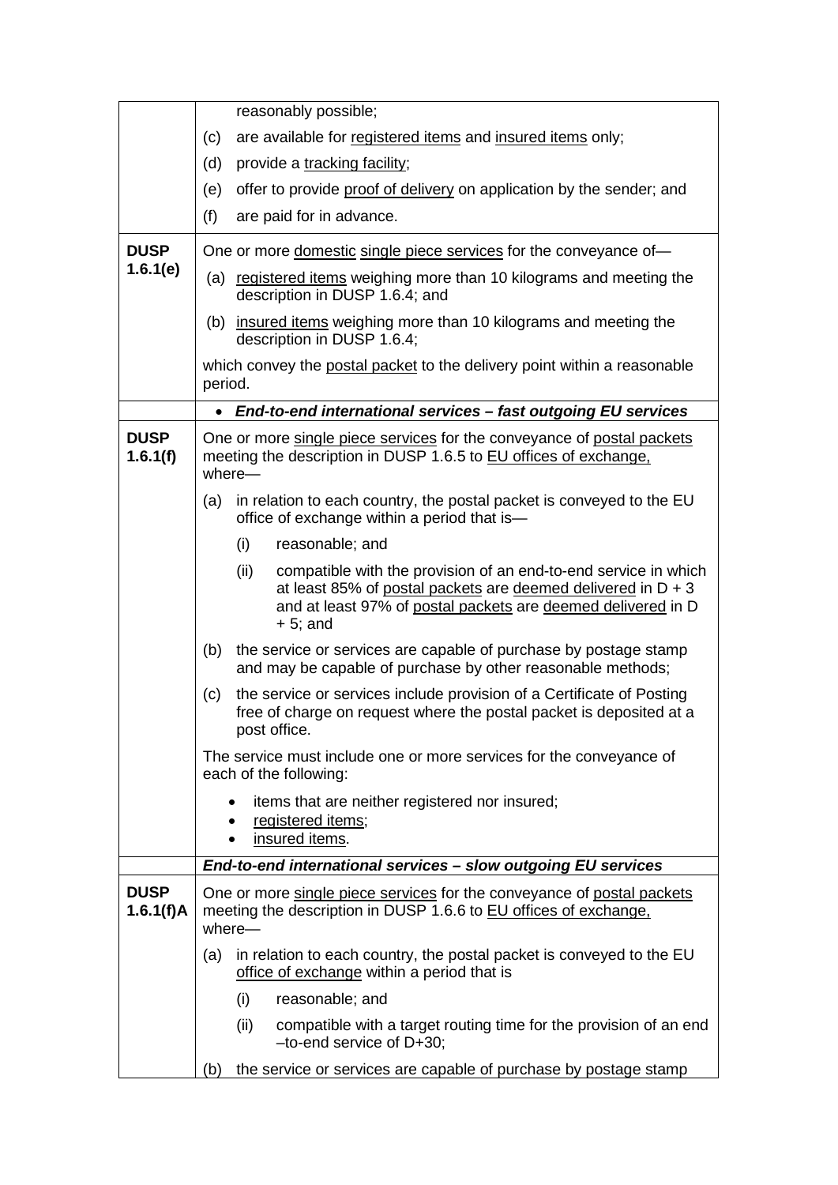| | |
|---|---|
| | reasonably possible;<br>(c) are available for registered items and insured items only;<br>(d) provide a tracking facility;<br>(e) offer to provide proof of delivery on application by the sender; and<br>(f) are paid for in advance. |
| **DUSP 1.6.1(e)** | One or more domestic single piece services for the conveyance of—<br>(a) registered items weighing more than 10 kilograms and meeting the description in DUSP 1.6.4; and<br>(b) insured items weighing more than 10 kilograms and meeting the description in DUSP 1.6.4;<br>which convey the postal packet to the delivery point within a reasonable period. |
| | • ***End-to-end international services – fast outgoing EU services*** |
| **DUSP 1.6.1(f)** | One or more single piece services for the conveyance of postal packets meeting the description in DUSP 1.6.5 to EU offices of exchange, where—<br>(a) in relation to each country, the postal packet is conveyed to the EU office of exchange within a period that is—<br>(i) reasonable; and<br>(ii) compatible with the provision of an end-to-end service in which at least 85% of postal packets are deemed delivered in D + 3 and at least 97% of postal packets are deemed delivered in D + 5; and<br>(b) the service or services are capable of purchase by postage stamp and may be capable of purchase by other reasonable methods;<br>(c) the service or services include provision of a Certificate of Posting free of charge on request where the postal packet is deposited at a post office.<br>The service must include one or more services for the conveyance of each of the following:<br>• items that are neither registered nor insured;<br>• registered items;<br>• insured items. |
| | ***End-to-end international services – slow outgoing EU services*** |
| **DUSP 1.6.1(f)A** | One or more single piece services for the conveyance of postal packets meeting the description in DUSP 1.6.6 to EU offices of exchange, where—<br>(a) in relation to each country, the postal packet is conveyed to the EU office of exchange within a period that is<br>(i) reasonable; and<br>(ii) compatible with a target routing time for the provision of an end –to-end service of D+30;<br>(b) the service or services are capable of purchase by postage stamp |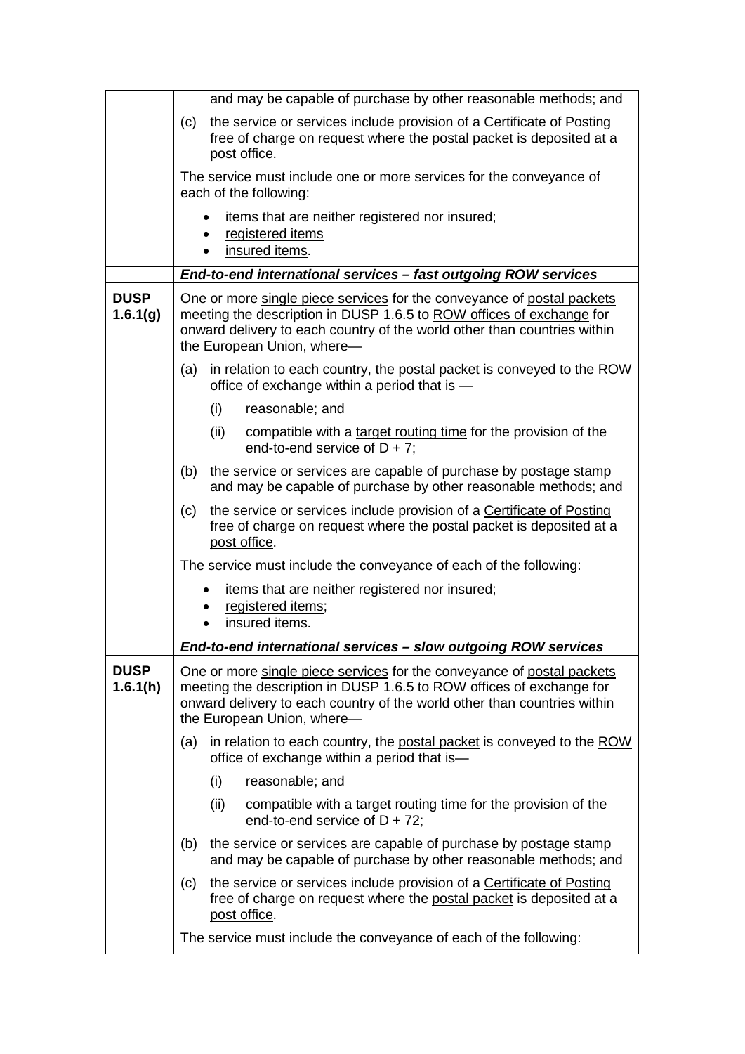| | |
|---|---|
| | and may be capable of purchase by other reasonable methods; and<br><br>(c) the service or services include provision of a Certificate of Posting free of charge on request where the postal packet is deposited at a post office.<br><br>The service must include one or more services for the conveyance of each of the following:<br><br>• items that are neither registered nor insured;<br>• registered items<br>• insured items. |
| | ***End-to-end international services – fast outgoing ROW services*** |
| **DUSP 1.6.1(g)** | One or more single piece services for the conveyance of postal packets meeting the description in DUSP 1.6.5 to ROW offices of exchange for onward delivery to each country of the world other than countries within the European Union, where—<br><br>(a) in relation to each country, the postal packet is conveyed to the ROW office of exchange within a period that is —<br><br>(i) reasonable; and<br><br>(ii) compatible with a target routing time for the provision of the end-to-end service of D + 7;<br><br>(b) the service or services are capable of purchase by postage stamp and may be capable of purchase by other reasonable methods; and<br><br>(c) the service or services include provision of a Certificate of Posting free of charge on request where the postal packet is deposited at a post office.<br><br>The service must include the conveyance of each of the following:<br><br>• items that are neither registered nor insured;<br>• registered items;<br>• insured items. |
| | ***End-to-end international services – slow outgoing ROW services*** |
| **DUSP 1.6.1(h)** | One or more single piece services for the conveyance of postal packets meeting the description in DUSP 1.6.5 to ROW offices of exchange for onward delivery to each country of the world other than countries within the European Union, where—<br><br>(a) in relation to each country, the postal packet is conveyed to the ROW office of exchange within a period that is—<br><br>(i) reasonable; and<br><br>(ii) compatible with a target routing time for the provision of the end-to-end service of D + 72;<br><br>(b) the service or services are capable of purchase by postage stamp and may be capable of purchase by other reasonable methods; and<br><br>(c) the service or services include provision of a Certificate of Posting free of charge on request where the postal packet is deposited at a post office.<br><br>The service must include the conveyance of each of the following: |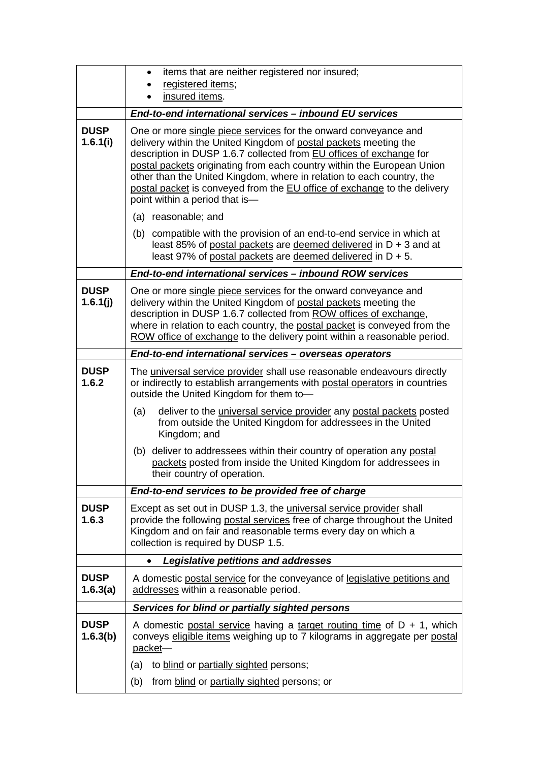| | |
|---|---|
| | • items that are neither registered nor insured;<br>• registered items;<br>• insured items. |
| | ***End-to-end international services – inbound EU services*** |
| **DUSP 1.6.1(i)** | One or more single piece services for the onward conveyance and delivery within the United Kingdom of postal packets meeting the description in DUSP 1.6.7 collected from EU offices of exchange for postal packets originating from each country within the European Union other than the United Kingdom, where in relation to each country, the postal packet is conveyed from the EU office of exchange to the delivery point within a period that is—<br>(a) reasonable; and<br>(b) compatible with the provision of an end-to-end service in which at least 85% of postal packets are deemed delivered in D + 3 and at least 97% of postal packets are deemed delivered in D + 5. |
| | ***End-to-end international services – inbound ROW services*** |
| **DUSP 1.6.1(j)** | One or more single piece services for the onward conveyance and delivery within the United Kingdom of postal packets meeting the description in DUSP 1.6.7 collected from ROW offices of exchange, where in relation to each country, the postal packet is conveyed from the ROW office of exchange to the delivery point within a reasonable period. |
| | ***End-to-end international services – overseas operators*** |
| **DUSP 1.6.2** | The universal service provider shall use reasonable endeavours directly or indirectly to establish arrangements with postal operators in countries outside the United Kingdom for them to—<br>(a) deliver to the universal service provider any postal packets posted from outside the United Kingdom for addressees in the United Kingdom; and<br>(b) deliver to addressees within their country of operation any postal packets posted from inside the United Kingdom for addressees in their country of operation. |
| | ***End-to-end services to be provided free of charge*** |
| **DUSP 1.6.3** | Except as set out in DUSP 1.3, the universal service provider shall provide the following postal services free of charge throughout the United Kingdom and on fair and reasonable terms every day on which a collection is required by DUSP 1.5. |
| | • ***Legislative petitions and addresses*** |
| **DUSP 1.6.3(a)** | A domestic postal service for the conveyance of legislative petitions and addresses within a reasonable period. |
| | ***Services for blind or partially sighted persons*** |
| **DUSP 1.6.3(b)** | A domestic postal service having a target routing time of D + 1, which conveys eligible items weighing up to 7 kilograms in aggregate per postal packet—<br>(a) to blind or partially sighted persons;<br>(b) from blind or partially sighted persons; or |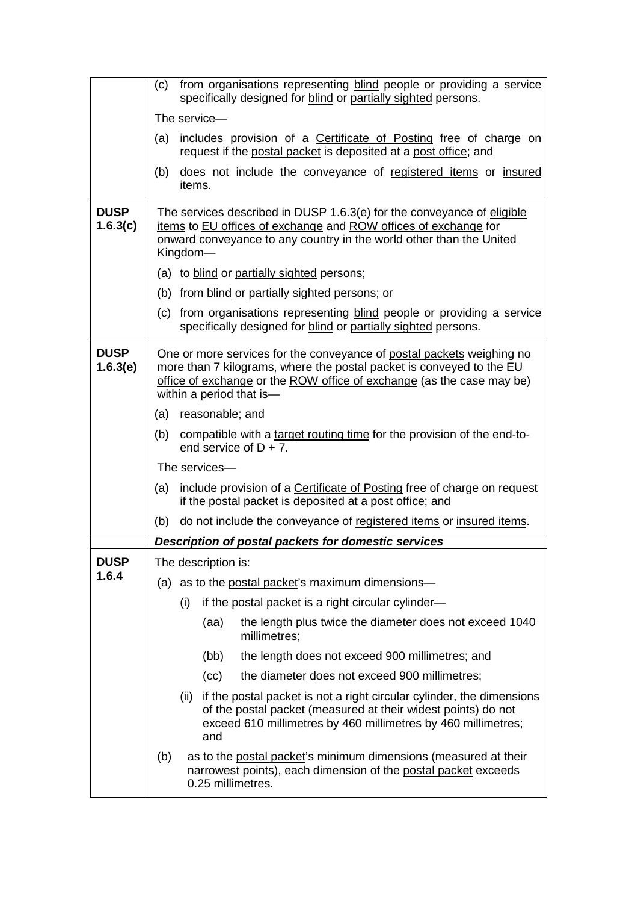| | |
|---|---|
| | (c) from organisations representing blind people or providing a service specifically designed for blind or partially sighted persons.<br><br>The service—<br><br>(a) includes provision of a Certificate of Posting free of charge on request if the postal packet is deposited at a post office; and<br><br>(b) does not include the conveyance of registered items or insured items. |
| **DUSP 1.6.3(c)** | The services described in DUSP 1.6.3(e) for the conveyance of eligible items to EU offices of exchange and ROW offices of exchange for onward conveyance to any country in the world other than the United Kingdom—<br><br>(a) to blind or partially sighted persons;<br><br>(b) from blind or partially sighted persons; or<br><br>(c) from organisations representing blind people or providing a service specifically designed for blind or partially sighted persons. |
| **DUSP 1.6.3(e)** | One or more services for the conveyance of postal packets weighing no more than 7 kilograms, where the postal packet is conveyed to the EU office of exchange or the ROW office of exchange (as the case may be) within a period that is—<br><br>(a) reasonable; and<br><br>(b) compatible with a target routing time for the provision of the end-to-end service of D + 7.<br><br>The services—<br><br>(a) include provision of a Certificate of Posting free of charge on request if the postal packet is deposited at a post office; and<br><br>(b) do not include the conveyance of registered items or insured items. |
| | ***Description of postal packets for domestic services*** |
| **DUSP 1.6.4** | The description is:<br><br>(a) as to the postal packet's maximum dimensions—<br><br>(i) if the postal packet is a right circular cylinder—<br><br>(aa) the length plus twice the diameter does not exceed 1040 millimetres;<br><br>(bb) the length does not exceed 900 millimetres; and<br><br>(cc) the diameter does not exceed 900 millimetres;<br><br>(ii) if the postal packet is not a right circular cylinder, the dimensions of the postal packet (measured at their widest points) do not exceed 610 millimetres by 460 millimetres by 460 millimetres; and<br><br>(b) as to the postal packet's minimum dimensions (measured at their narrowest points), each dimension of the postal packet exceeds 0.25 millimetres. |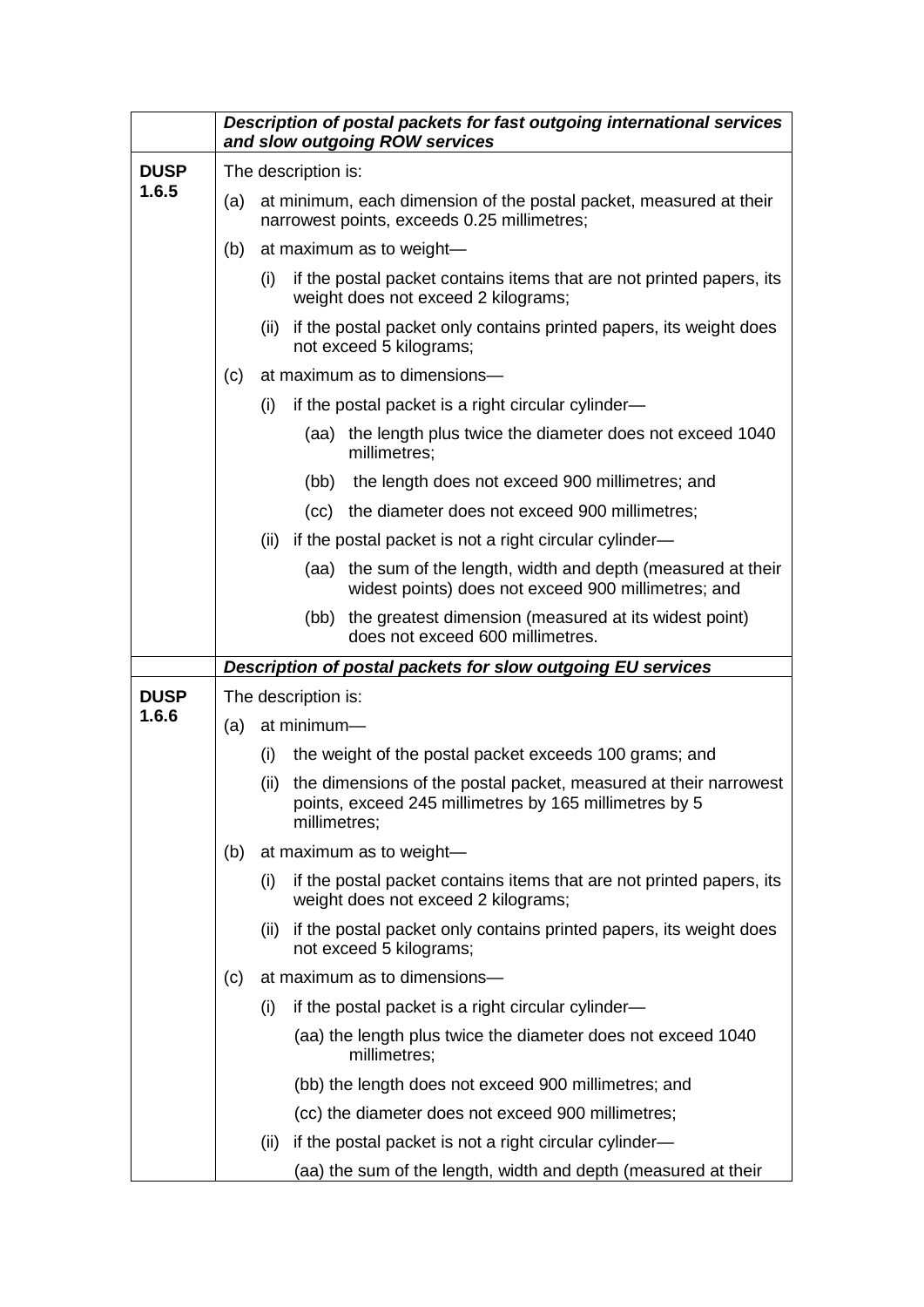| | Description of postal packets for fast outgoing international services and slow outgoing ROW services |
|---|---|
| **DUSP 1.6.5** | The description is:<br>(a) at minimum, each dimension of the postal packet, measured at their narrowest points, exceeds 0.25 millimetres;<br>(b) at maximum as to weight—<br>(i) if the postal packet contains items that are not printed papers, its weight does not exceed 2 kilograms;<br>(ii) if the postal packet only contains printed papers, its weight does not exceed 5 kilograms;<br>(c) at maximum as to dimensions—<br>(i) if the postal packet is a right circular cylinder—<br>(aa) the length plus twice the diameter does not exceed 1040 millimetres;<br>(bb) the length does not exceed 900 millimetres; and<br>(cc) the diameter does not exceed 900 millimetres;<br>(ii) if the postal packet is not a right circular cylinder—<br>(aa) the sum of the length, width and depth (measured at their widest points) does not exceed 900 millimetres; and<br>(bb) the greatest dimension (measured at its widest point) does not exceed 600 millimetres. |
| | ***Description of postal packets for slow outgoing EU services*** |
| **DUSP 1.6.6** | The description is:<br>(a) at minimum—<br>(i) the weight of the postal packet exceeds 100 grams; and<br>(ii) the dimensions of the postal packet, measured at their narrowest points, exceed 245 millimetres by 165 millimetres by 5 millimetres;<br>(b) at maximum as to weight—<br>(i) if the postal packet contains items that are not printed papers, its weight does not exceed 2 kilograms;<br>(ii) if the postal packet only contains printed papers, its weight does not exceed 5 kilograms;<br>(c) at maximum as to dimensions—<br>(i) if the postal packet is a right circular cylinder—<br>(aa) the length plus twice the diameter does not exceed 1040 millimetres;<br>(bb) the length does not exceed 900 millimetres; and<br>(cc) the diameter does not exceed 900 millimetres;<br>(ii) if the postal packet is not a right circular cylinder—<br>(aa) the sum of the length, width and depth (measured at their |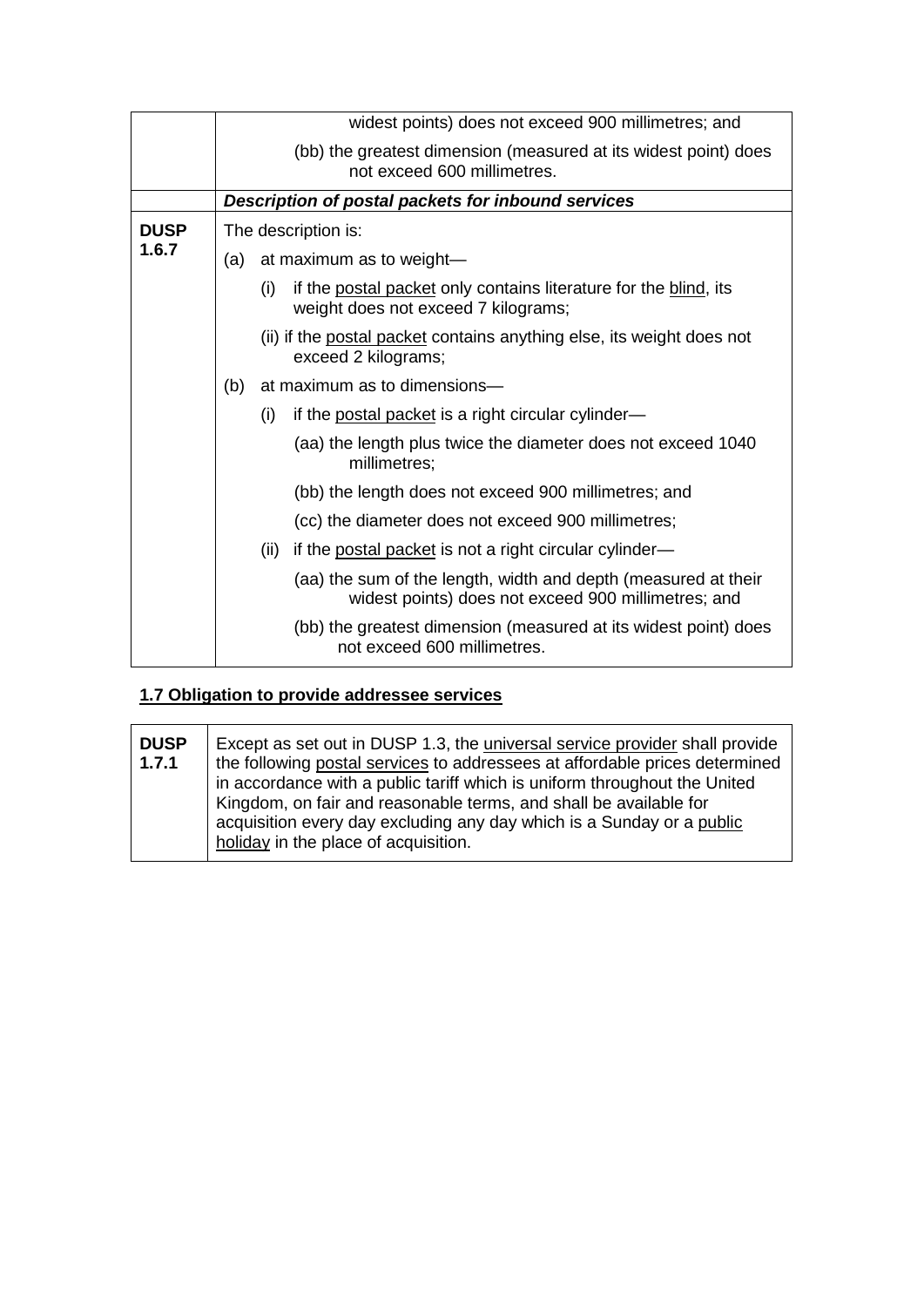| | |
|---|---|
| | widest points) does not exceed 900 millimetres; and<br><br>(bb) the greatest dimension (measured at its widest point) does not exceed 600 millimetres. |
| | ***Description of postal packets for inbound services*** |
| **DUSP 1.6.7** | The description is:<br><br>(a) at maximum as to weight—<br><br>(i) if the postal packet only contains literature for the blind, its weight does not exceed 7 kilograms;<br><br>(ii) if the postal packet contains anything else, its weight does not exceed 2 kilograms;<br><br>(b) at maximum as to dimensions—<br><br>(i) if the postal packet is a right circular cylinder—<br><br>(aa) the length plus twice the diameter does not exceed 1040 millimetres;<br><br>(bb) the length does not exceed 900 millimetres; and<br><br>(cc) the diameter does not exceed 900 millimetres;<br><br>(ii) if the postal packet is not a right circular cylinder—<br><br>(aa) the sum of the length, width and depth (measured at their widest points) does not exceed 900 millimetres; and<br><br>(bb) the greatest dimension (measured at its widest point) does not exceed 600 millimetres. |

## 1.7 Obligation to provide addressee services

| | |
|---|---|
| **DUSP 1.7.1** | Except as set out in DUSP 1.3, the universal service provider shall provide the following postal services to addressees at affordable prices determined in accordance with a public tariff which is uniform throughout the United Kingdom, on fair and reasonable terms, and shall be available for acquisition every day excluding any day which is a Sunday or a public holiday in the place of acquisition. |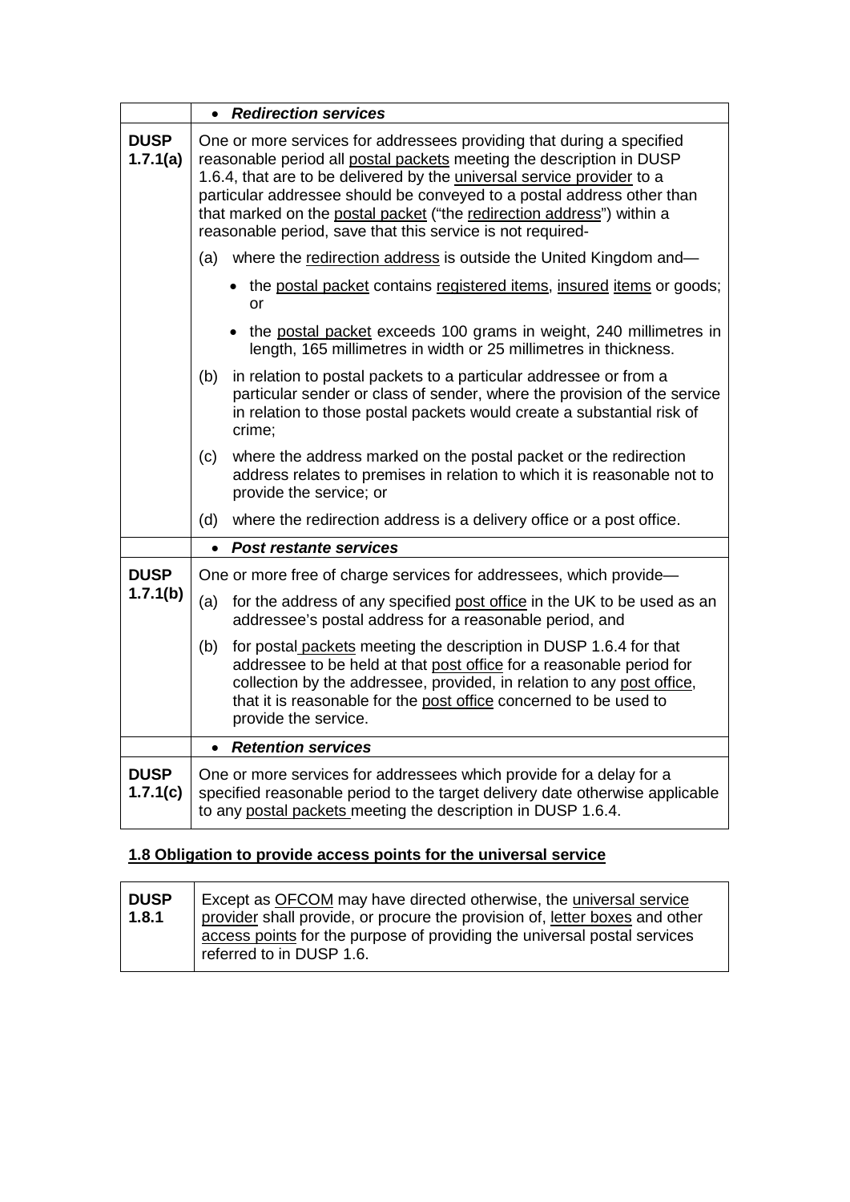| | • ***Redirection services*** |
|---|---|
| **DUSP 1.7.1(a)** | One or more services for addressees providing that during a specified reasonable period all postal packets meeting the description in DUSP 1.6.4, that are to be delivered by the universal service provider to a particular addressee should be conveyed to a postal address other than that marked on the postal packet ("the redirection address") within a reasonable period, save that this service is not required-<br><br>(a) where the redirection address is outside the United Kingdom and—<br>• the postal packet contains registered items, insured items or goods; or<br>• the postal packet exceeds 100 grams in weight, 240 millimetres in length, 165 millimetres in width or 25 millimetres in thickness.<br><br>(b) in relation to postal packets to a particular addressee or from a particular sender or class of sender, where the provision of the service in relation to those postal packets would create a substantial risk of crime;<br><br>(c) where the address marked on the postal packet or the redirection address relates to premises in relation to which it is reasonable not to provide the service; or<br><br>(d) where the redirection address is a delivery office or a post office. |
| | • ***Post restante services*** |
| **DUSP 1.7.1(b)** | One or more free of charge services for addressees, which provide—<br><br>(a) for the address of any specified post office in the UK to be used as an addressee's postal address for a reasonable period, and<br><br>(b) for postal packets meeting the description in DUSP 1.6.4 for that addressee to be held at that post office for a reasonable period for collection by the addressee, provided, in relation to any post office, that it is reasonable for the post office concerned to be used to provide the service. |
| | • ***Retention services*** |
| **DUSP 1.7.1(c)** | One or more services for addressees which provide for a delay for a specified reasonable period to the target delivery date otherwise applicable to any postal packets meeting the description in DUSP 1.6.4. |

## 1.8 Obligation to provide access points for the universal service

| | |
|---|---|
| **DUSP 1.8.1** | Except as OFCOM may have directed otherwise, the universal service provider shall provide, or procure the provision of, letter boxes and other access points for the purpose of providing the universal postal services referred to in DUSP 1.6. |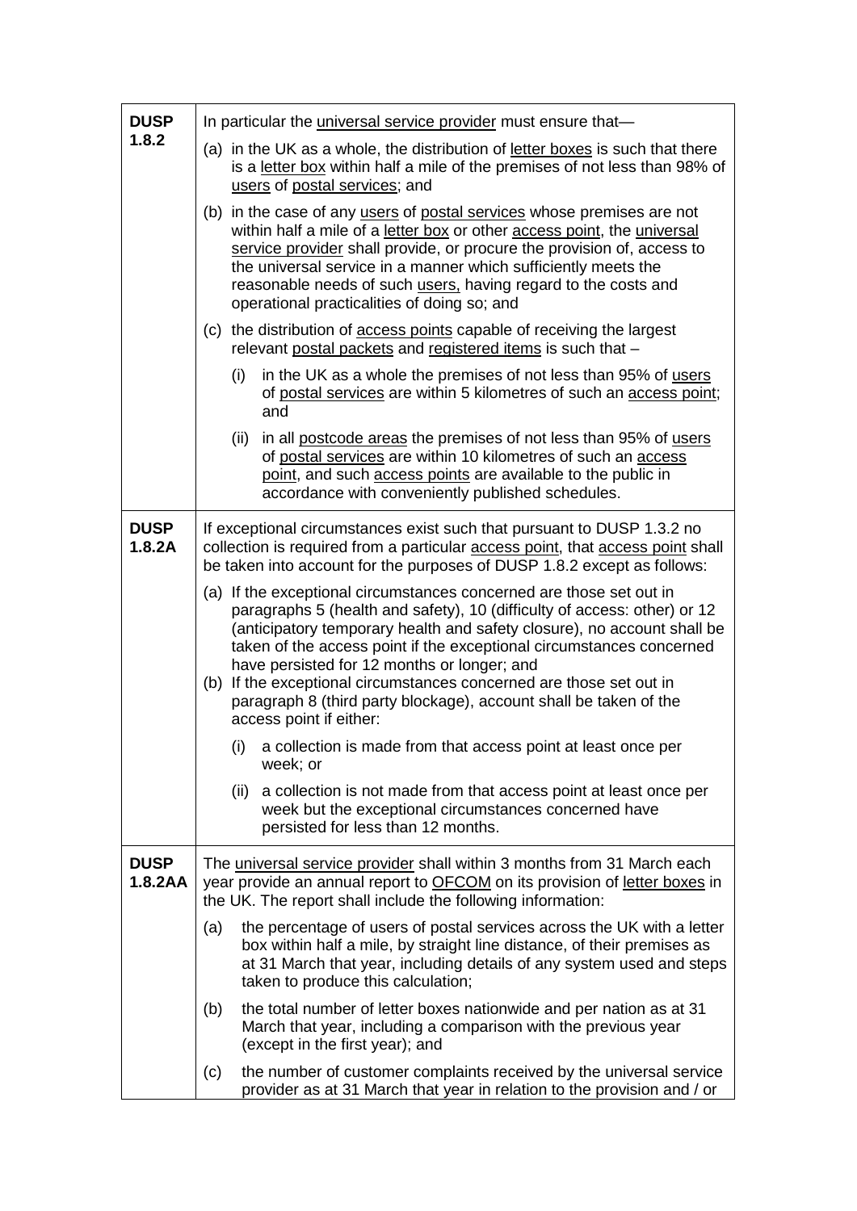| | |
|---|---|
| **DUSP 1.8.2** | In particular the universal service provider must ensure that—<br><br>(a) in the UK as a whole, the distribution of letter boxes is such that there is a letter box within half a mile of the premises of not less than 98% of users of postal services; and<br><br>(b) in the case of any users of postal services whose premises are not within half a mile of a letter box or other access point, the universal service provider shall provide, or procure the provision of, access to the universal service in a manner which sufficiently meets the reasonable needs of such users, having regard to the costs and operational practicalities of doing so; and<br><br>(c) the distribution of access points capable of receiving the largest relevant postal packets and registered items is such that –<br><br>(i) in the UK as a whole the premises of not less than 95% of users of postal services are within 5 kilometres of such an access point; and<br><br>(ii) in all postcode areas the premises of not less than 95% of users of postal services are within 10 kilometres of such an access point, and such access points are available to the public in accordance with conveniently published schedules. |
| **DUSP 1.8.2A** | If exceptional circumstances exist such that pursuant to DUSP 1.3.2 no collection is required from a particular access point, that access point shall be taken into account for the purposes of DUSP 1.8.2 except as follows:<br><br>(a) If the exceptional circumstances concerned are those set out in paragraphs 5 (health and safety), 10 (difficulty of access: other) or 12 (anticipatory temporary health and safety closure), no account shall be taken of the access point if the exceptional circumstances concerned have persisted for 12 months or longer; and<br>(b) If the exceptional circumstances concerned are those set out in paragraph 8 (third party blockage), account shall be taken of the access point if either:<br><br>(i) a collection is made from that access point at least once per week; or<br><br>(ii) a collection is not made from that access point at least once per week but the exceptional circumstances concerned have persisted for less than 12 months. |
| **DUSP 1.8.2AA** | The universal service provider shall within 3 months from 31 March each year provide an annual report to OFCOM on its provision of letter boxes in the UK. The report shall include the following information:<br><br>(a) the percentage of users of postal services across the UK with a letter box within half a mile, by straight line distance, of their premises as at 31 March that year, including details of any system used and steps taken to produce this calculation;<br><br>(b) the total number of letter boxes nationwide and per nation as at 31 March that year, including a comparison with the previous year (except in the first year); and<br><br>(c) the number of customer complaints received by the universal service provider as at 31 March that year in relation to the provision and / or |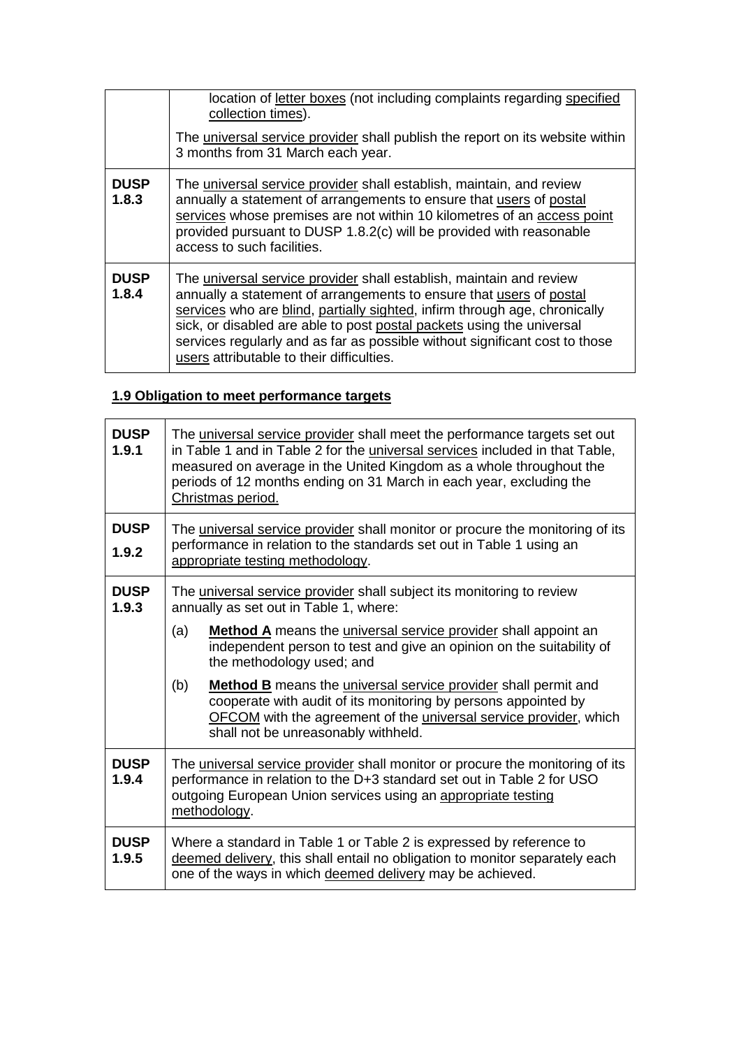| | |
|---|---|
| | location of letter boxes (not including complaints regarding specified collection times).<br><br>The universal service provider shall publish the report on its website within 3 months from 31 March each year. |
| **DUSP 1.8.3** | The universal service provider shall establish, maintain, and review annually a statement of arrangements to ensure that users of postal services whose premises are not within 10 kilometres of an access point provided pursuant to DUSP 1.8.2(c) will be provided with reasonable access to such facilities. |
| **DUSP 1.8.4** | The universal service provider shall establish, maintain and review annually a statement of arrangements to ensure that users of postal services who are blind, partially sighted, infirm through age, chronically sick, or disabled are able to post postal packets using the universal services regularly and as far as possible without significant cost to those users attributable to their difficulties. |

## 1.9 Obligation to meet performance targets

| | |
|---|---|
| **DUSP 1.9.1** | The universal service provider shall meet the performance targets set out in Table 1 and in Table 2 for the universal services included in that Table, measured on average in the United Kingdom as a whole throughout the periods of 12 months ending on 31 March in each year, excluding the Christmas period. |
| **DUSP 1.9.2** | The universal service provider shall monitor or procure the monitoring of its performance in relation to the standards set out in Table 1 using an appropriate testing methodology. |
| **DUSP 1.9.3** | The universal service provider shall subject its monitoring to review annually as set out in Table 1, where:<br><br>(a) **Method A** means the universal service provider shall appoint an independent person to test and give an opinion on the suitability of the methodology used; and<br><br>(b) **Method B** means the universal service provider shall permit and cooperate with audit of its monitoring by persons appointed by OFCOM with the agreement of the universal service provider, which shall not be unreasonably withheld. |
| **DUSP 1.9.4** | The universal service provider shall monitor or procure the monitoring of its performance in relation to the D+3 standard set out in Table 2 for USO outgoing European Union services using an appropriate testing methodology. |
| **DUSP 1.9.5** | Where a standard in Table 1 or Table 2 is expressed by reference to deemed delivery, this shall entail no obligation to monitor separately each one of the ways in which deemed delivery may be achieved. |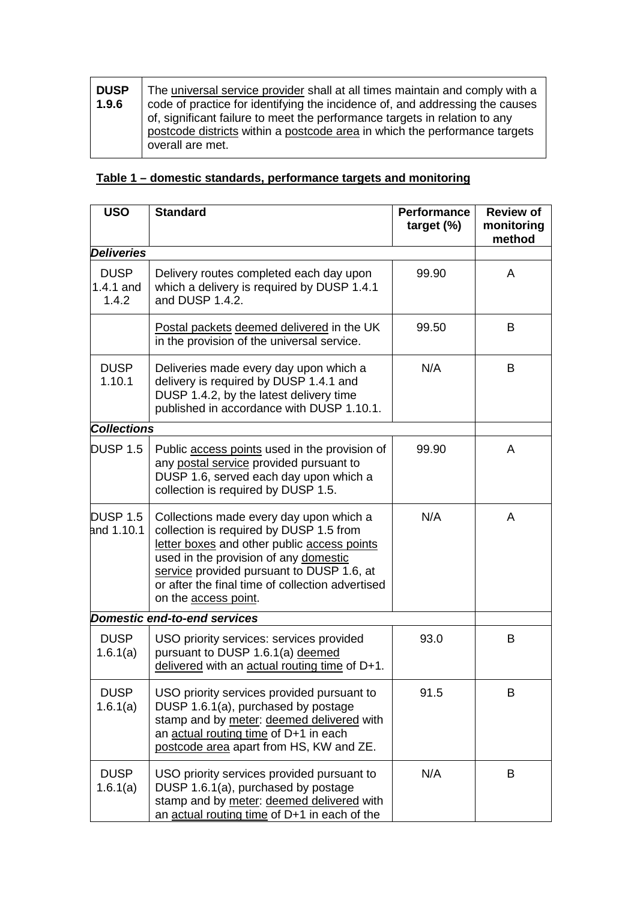| DUSP 1.9.6 | The universal service provider shall at all times maintain and comply with a code of practice for identifying the incidence of, and addressing the causes of, significant failure to meet the performance targets in relation to any postcode districts within a postcode area in which the performance targets overall are met. |
|---|---|

**Table 1 – domestic standards, performance targets and monitoring**

| USO | Standard | Performance target (%) | Review of monitoring method |
|---|---|---|---|
| ***Deliveries*** | | | |
| DUSP 1.4.1 and 1.4.2 | Delivery routes completed each day upon which a delivery is required by DUSP 1.4.1 and DUSP 1.4.2. | 99.90 | A |
| | Postal packets deemed delivered in the UK in the provision of the universal service. | 99.50 | B |
| DUSP 1.10.1 | Deliveries made every day upon which a delivery is required by DUSP 1.4.1 and DUSP 1.4.2, by the latest delivery time published in accordance with DUSP 1.10.1. | N/A | B |
| ***Collections*** | | | |
| DUSP 1.5 | Public access points used in the provision of any postal service provided pursuant to DUSP 1.6, served each day upon which a collection is required by DUSP 1.5. | 99.90 | A |
| DUSP 1.5 and 1.10.1 | Collections made every day upon which a collection is required by DUSP 1.5 from letter boxes and other public access points used in the provision of any domestic service provided pursuant to DUSP 1.6, at or after the final time of collection advertised on the access point. | N/A | A |
| ***Domestic end-to-end services*** | | | |
| DUSP 1.6.1(a) | USO priority services: services provided pursuant to DUSP 1.6.1(a) deemed delivered with an actual routing time of D+1. | 93.0 | B |
| DUSP 1.6.1(a) | USO priority services provided pursuant to DUSP 1.6.1(a), purchased by postage stamp and by meter: deemed delivered with an actual routing time of D+1 in each postcode area apart from HS, KW and ZE. | 91.5 | B |
| DUSP 1.6.1(a) | USO priority services provided pursuant to DUSP 1.6.1(a), purchased by postage stamp and by meter: deemed delivered with an actual routing time of D+1 in each of the | N/A | B |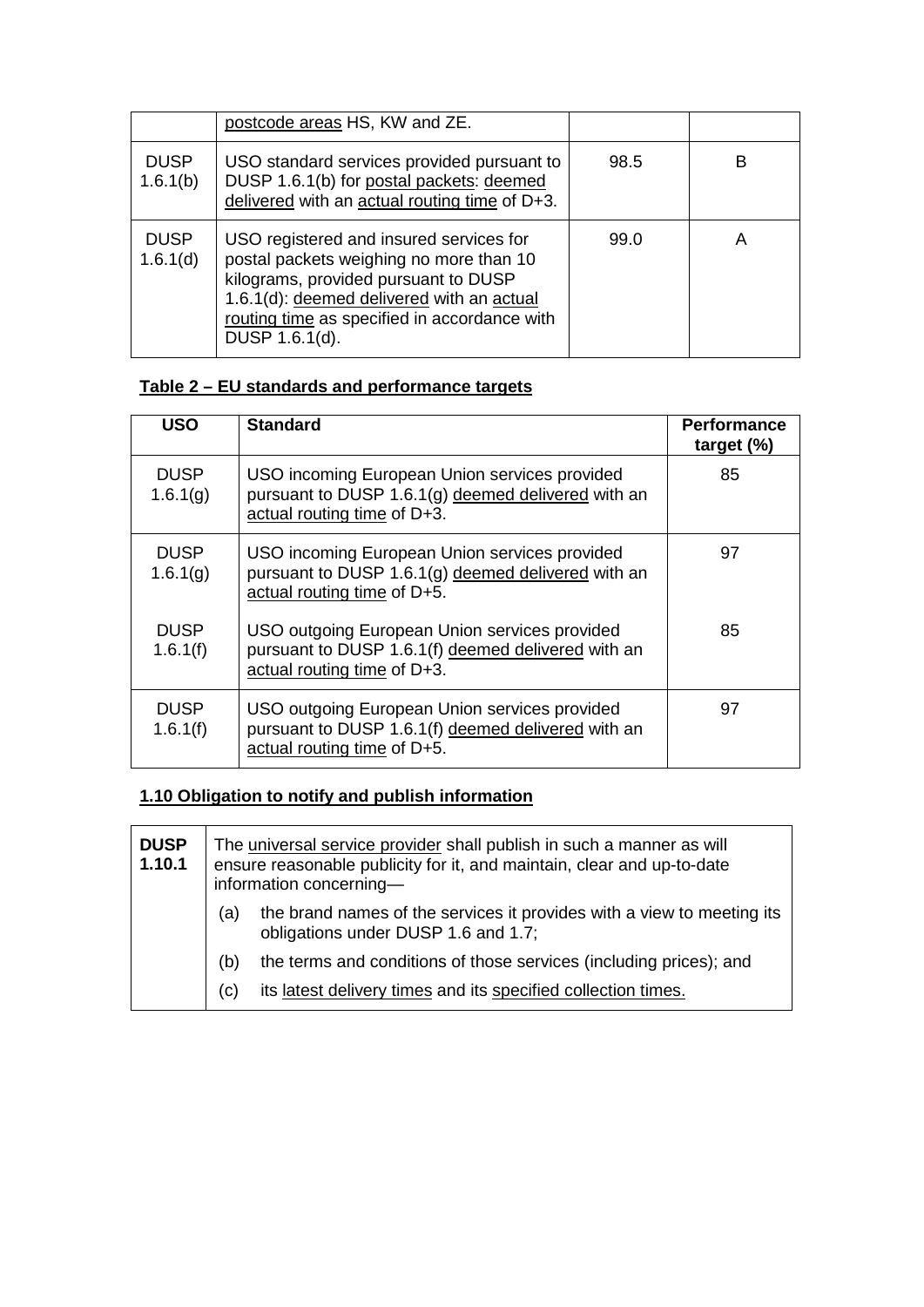| | postcode areas HS, KW and ZE. | | |
|---|---|---|---|
| DUSP 1.6.1(b) | USO standard services provided pursuant to DUSP 1.6.1(b) for postal packets: deemed delivered with an actual routing time of D+3. | 98.5 | B |
| DUSP 1.6.1(d) | USO registered and insured services for postal packets weighing no more than 10 kilograms, provided pursuant to DUSP 1.6.1(d): deemed delivered with an actual routing time as specified in accordance with DUSP 1.6.1(d). | 99.0 | A |

**Table 2 – EU standards and performance targets**

| USO | Standard | Performance target (%) |
|---|---|---|
| DUSP 1.6.1(g) | USO incoming European Union services provided pursuant to DUSP 1.6.1(g) deemed delivered with an actual routing time of D+3. | 85 |
| DUSP 1.6.1(g) | USO incoming European Union services provided pursuant to DUSP 1.6.1(g) deemed delivered with an actual routing time of D+5. | 97 |
| DUSP 1.6.1(f) | USO outgoing European Union services provided pursuant to DUSP 1.6.1(f) deemed delivered with an actual routing time of D+3. | 85 |
| DUSP 1.6.1(f) | USO outgoing European Union services provided pursuant to DUSP 1.6.1(f) deemed delivered with an actual routing time of D+5. | 97 |

## 1.10 Obligation to notify and publish information

| **DUSP 1.10.1** | The universal service provider shall publish in such a manner as will ensure reasonable publicity for it, and maintain, clear and up-to-date information concerning— |
|---|---|
| | (a) the brand names of the services it provides with a view to meeting its obligations under DUSP 1.6 and 1.7; |
| | (b) the terms and conditions of those services (including prices); and |
| | (c) its latest delivery times and its specified collection times. |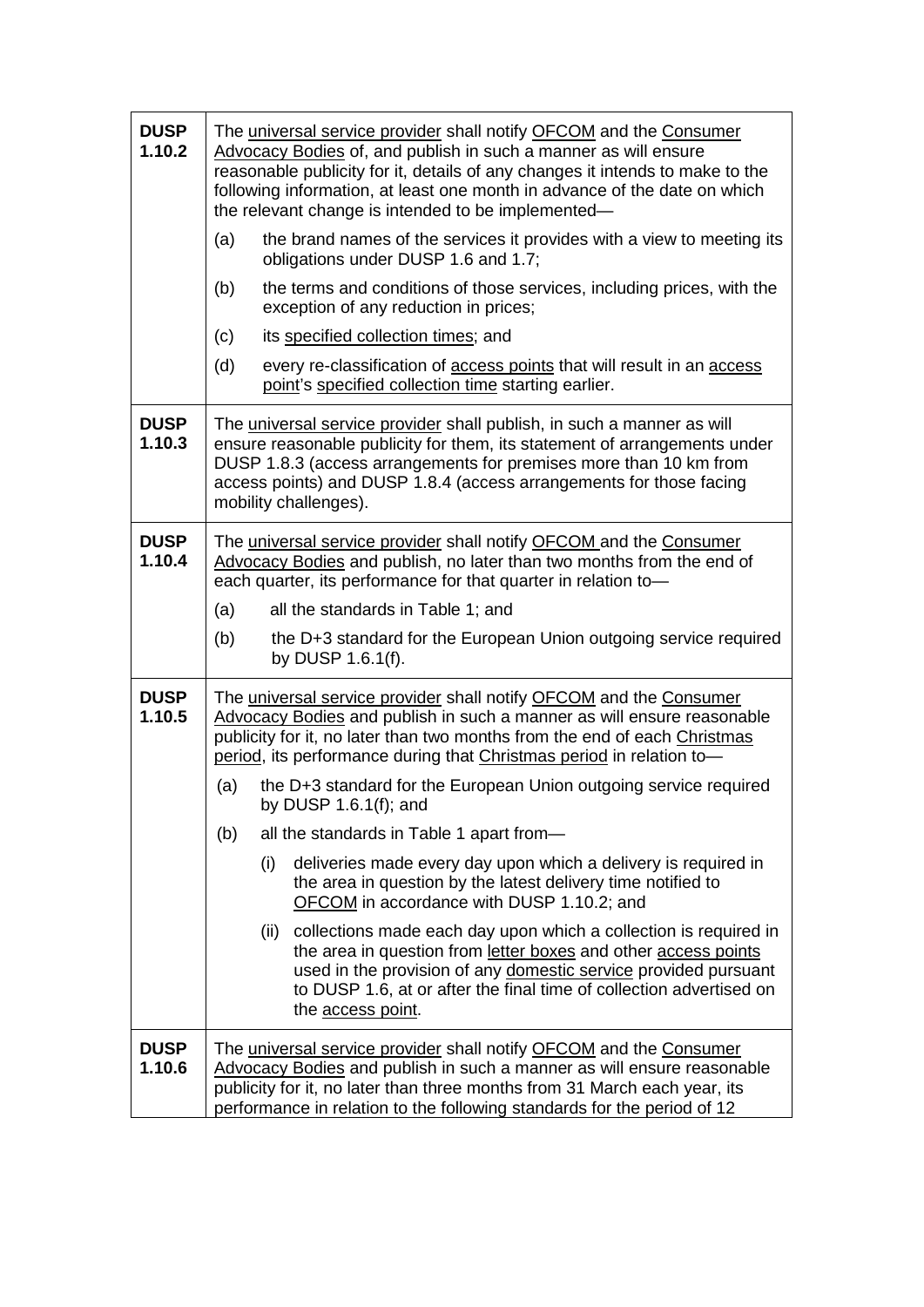| | |
|---|---|
| **DUSP 1.10.2** | The universal service provider shall notify OFCOM and the Consumer Advocacy Bodies of, and publish in such a manner as will ensure reasonable publicity for it, details of any changes it intends to make to the following information, at least one month in advance of the date on which the relevant change is intended to be implemented—<br>(a) the brand names of the services it provides with a view to meeting its obligations under DUSP 1.6 and 1.7;<br>(b) the terms and conditions of those services, including prices, with the exception of any reduction in prices;<br>(c) its specified collection times; and<br>(d) every re-classification of access points that will result in an access point's specified collection time starting earlier. |
| **DUSP 1.10.3** | The universal service provider shall publish, in such a manner as will ensure reasonable publicity for them, its statement of arrangements under DUSP 1.8.3 (access arrangements for premises more than 10 km from access points) and DUSP 1.8.4 (access arrangements for those facing mobility challenges). |
| **DUSP 1.10.4** | The universal service provider shall notify OFCOM and the Consumer Advocacy Bodies and publish, no later than two months from the end of each quarter, its performance for that quarter in relation to—<br>(a) all the standards in Table 1; and<br>(b) the D+3 standard for the European Union outgoing service required by DUSP 1.6.1(f). |
| **DUSP 1.10.5** | The universal service provider shall notify OFCOM and the Consumer Advocacy Bodies and publish in such a manner as will ensure reasonable publicity for it, no later than two months from the end of each Christmas period, its performance during that Christmas period in relation to—<br>(a) the D+3 standard for the European Union outgoing service required by DUSP 1.6.1(f); and<br>(b) all the standards in Table 1 apart from—<br>(i) deliveries made every day upon which a delivery is required in the area in question by the latest delivery time notified to OFCOM in accordance with DUSP 1.10.2; and<br>(ii) collections made each day upon which a collection is required in the area in question from letter boxes and other access points used in the provision of any domestic service provided pursuant to DUSP 1.6, at or after the final time of collection advertised on the access point. |
| **DUSP 1.10.6** | The universal service provider shall notify OFCOM and the Consumer Advocacy Bodies and publish in such a manner as will ensure reasonable publicity for it, no later than three months from 31 March each year, its performance in relation to the following standards for the period of 12 |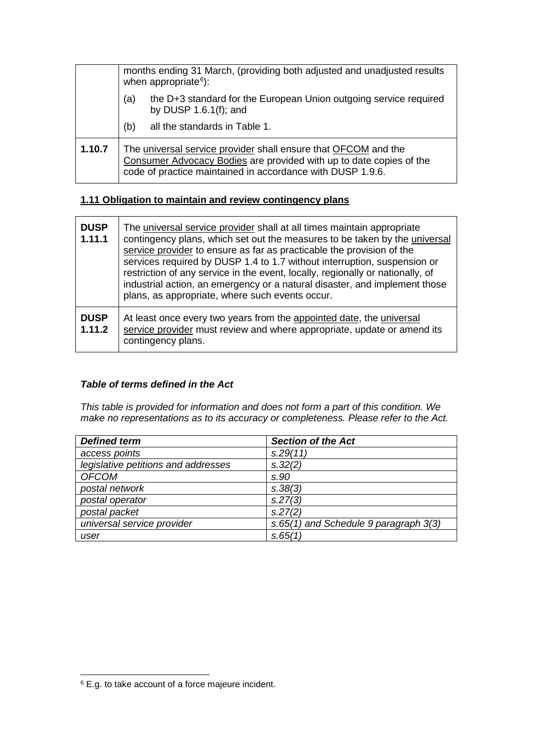| | |
|---|---|
| | months ending 31 March, (providing both adjusted and unadjusted results when appropriate[6]):<br>(a) the D+3 standard for the European Union outgoing service required by DUSP 1.6.1(f); and<br>(b) all the standards in Table 1. |
| **1.10.7** | The universal service provider shall ensure that OFCOM and the Consumer Advocacy Bodies are provided with up to date copies of the code of practice maintained in accordance with DUSP 1.9.6. |

**1.11 Obligation to maintain and review contingency plans**

| | |
|---|---|
| **DUSP 1.11.1** | The universal service provider shall at all times maintain appropriate contingency plans, which set out the measures to be taken by the universal service provider to ensure as far as practicable the provision of the services required by DUSP 1.4 to 1.7 without interruption, suspension or restriction of any service in the event, locally, regionally or nationally, of industrial action, an emergency or a natural disaster, and implement those plans, as appropriate, where such events occur. |
| **DUSP 1.11.2** | At least once every two years from the appointed date, the universal service provider must review and where appropriate, update or amend its contingency plans. |

***Table of terms defined in the Act***

*This table is provided for information and does not form a part of this condition. We make no representations as to its accuracy or completeness. Please refer to the Act.*

| ***Defined term*** | ***Section of the Act*** |
|---|---|
| *access points* | *s.29(11)* |
| *legislative petitions and addresses* | *s.32(2)* |
| *OFCOM* | *s.90* |
| *postal network* | *s.38(3)* |
| *postal operator* | *s.27(3)* |
| *postal packet* | *s.27(2)* |
| *universal service provider* | *s.65(1) and Schedule 9 paragraph 3(3)* |
| *user* | *s.65(1)* |

[6] E.g. to take account of a force majeure incident.